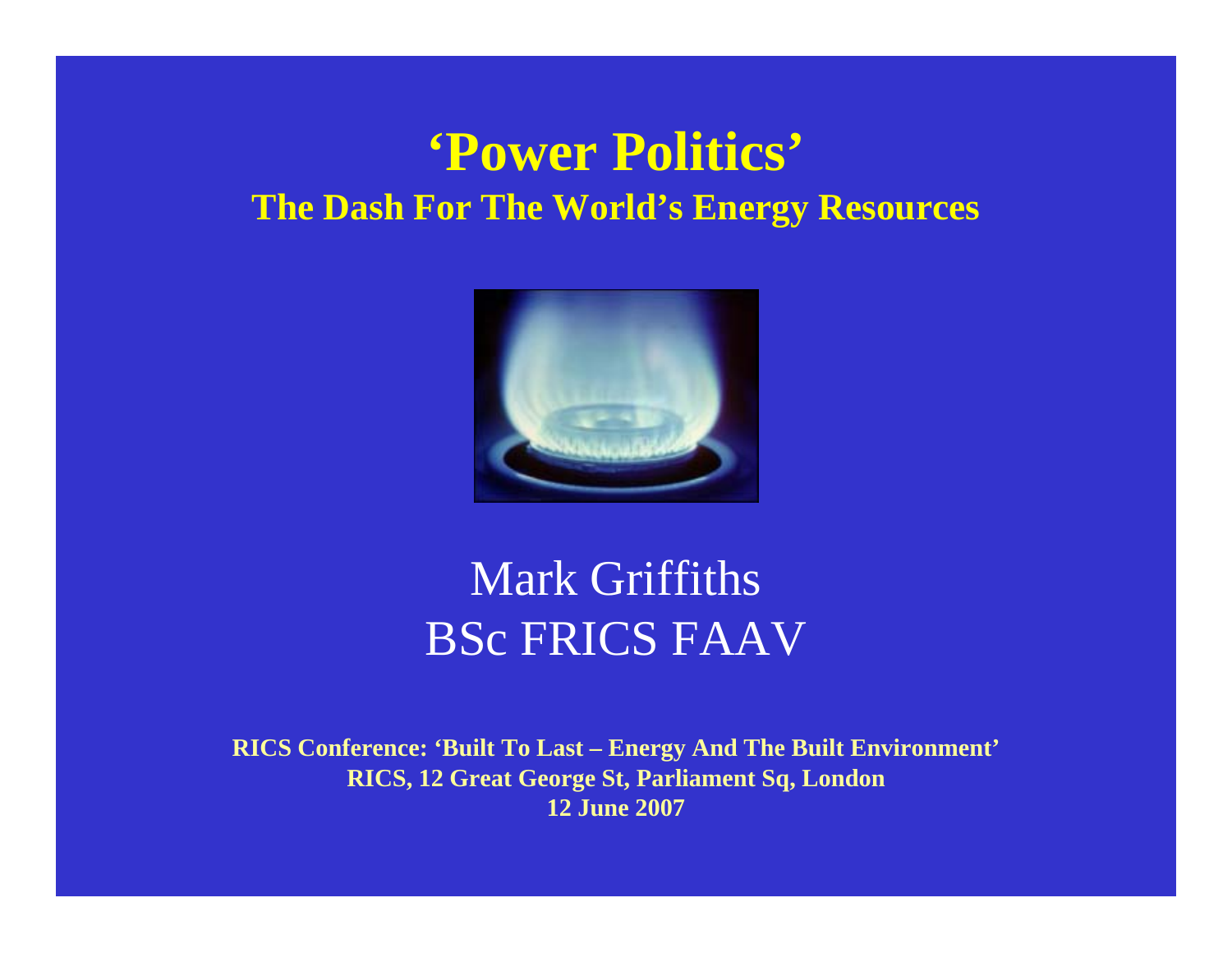# ‘Power Politics’

## The Dash For The World’s Energy Resources

Mark Griffiths
BSc FRICS FAAV

**RICS Conference: ‘Built To Last – Energy And The Built Environment’**
**RICS, 12 Great George St, Parliament Sq, London**
**12 June 2007**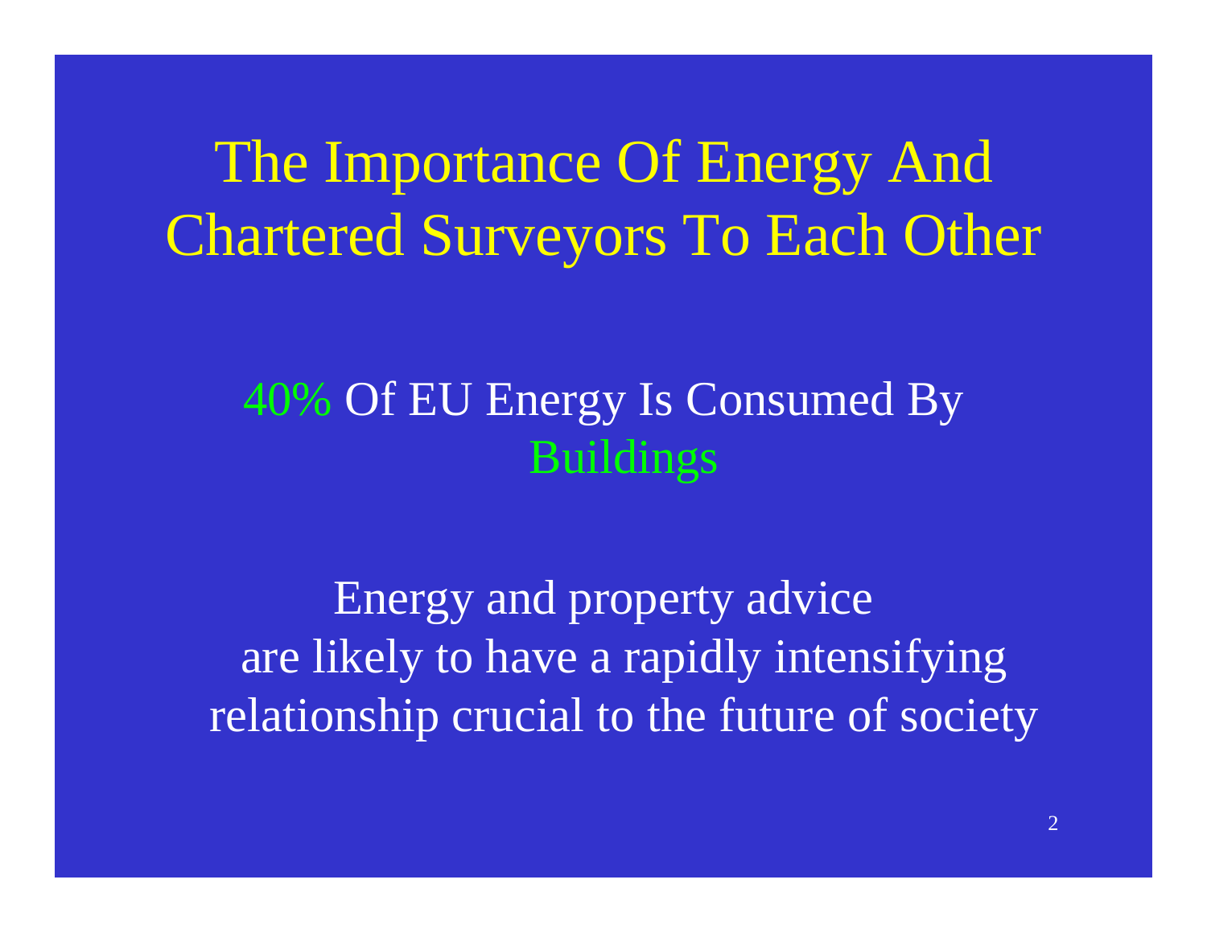# The Importance Of Energy And Chartered Surveyors To Each Other

40% Of EU Energy Is Consumed By Buildings

Energy and property advice are likely to have a rapidly intensifying relationship crucial to the future of society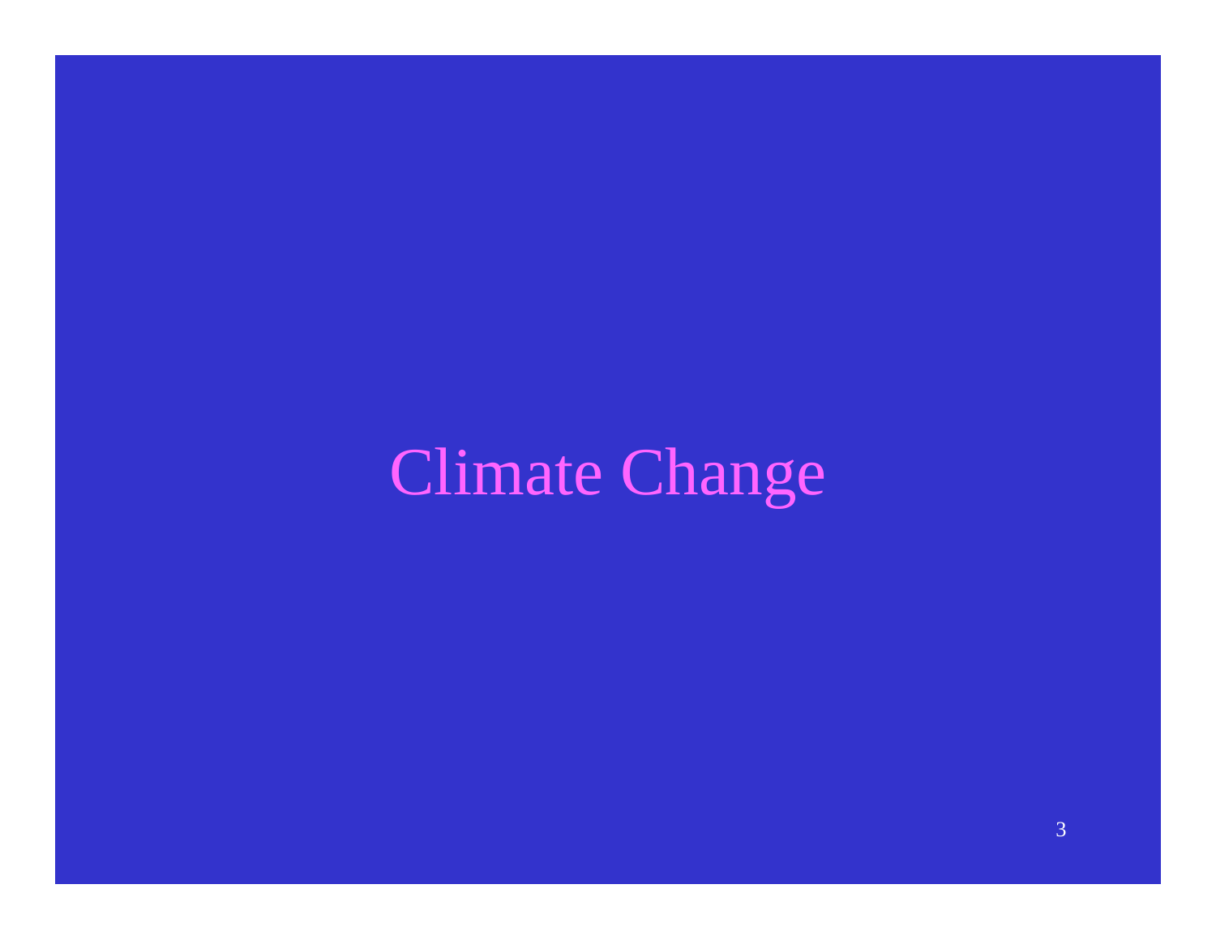# Climate Change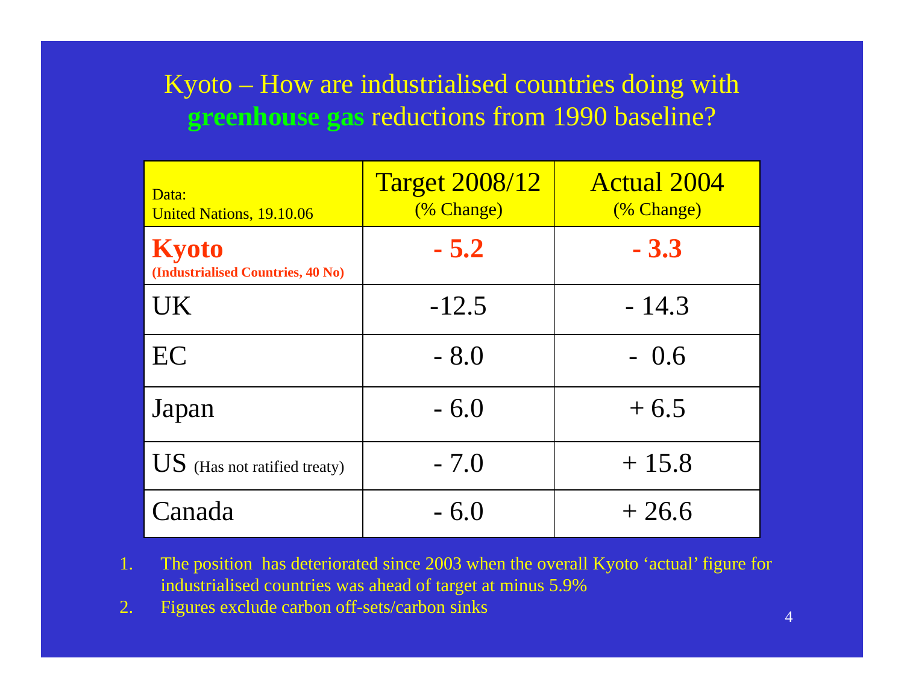# Kyoto – How are industrialised countries doing with **greenhouse gas** reductions from 1990 baseline?

| Data: United Nations, 19.10.06 | Target 2008/12 (% Change) | Actual 2004 (% Change) |
|---|---|---|
| **Kyoto** **(Industrialised Countries, 40 No)** | **- 5.2** | **- 3.3** |
| UK | -12.5 | - 14.3 |
| EC | - 8.0 | - 0.6 |
| Japan | - 6.0 | + 6.5 |
| US (Has not ratified treaty) | - 7.0 | + 15.8 |
| Canada | - 6.0 | + 26.6 |

1. The position has deteriorated since 2003 when the overall Kyoto 'actual' figure for industrialised countries was ahead of target at minus 5.9%
2. Figures exclude carbon off-sets/carbon sinks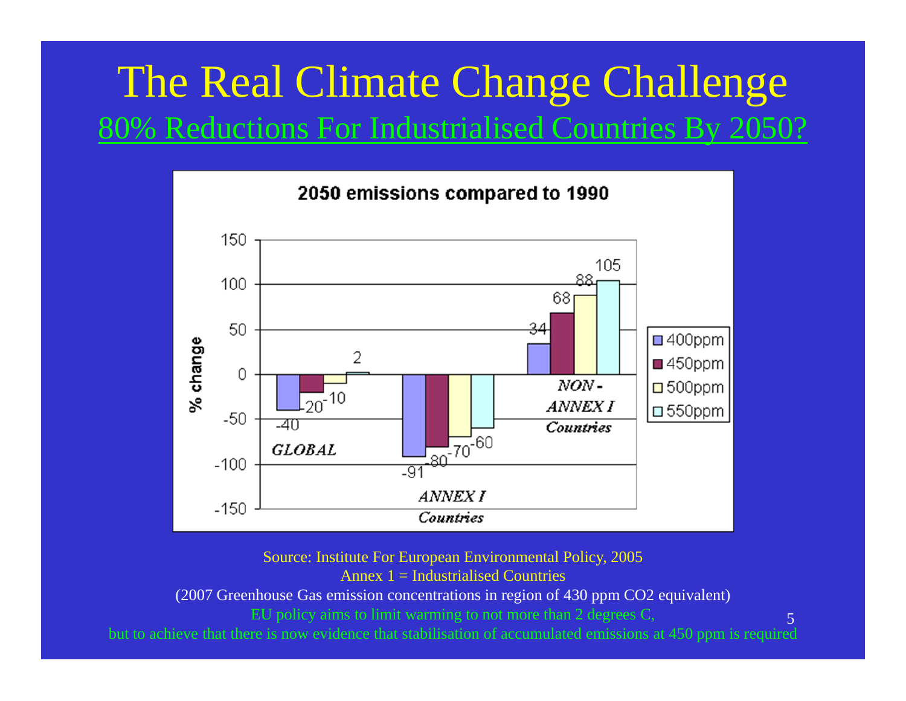# The Real Climate Change Challenge

## 80% Reductions For Industrialised Countries By 2050?

**2050 emissions compared to 1990**

| % change | 400ppm | 450ppm | 500ppm | 550ppm |
|---|---|---|---|---|
| *GLOBAL* | -40 | -20 | -10 | 2 |
| *ANNEX I Countries* | -91 | -80 | -70 | -60 |
| *NON-ANNEX I Countries* | 34 | 68 | 88 | 105 |

Source: Institute For European Environmental Policy, 2005

Annex 1 = Industrialised Countries

(2007 Greenhouse Gas emission concentrations in region of 430 ppm CO2 equivalent)

EU policy aims to limit warming to not more than 2 degrees C,

but to achieve that there is now evidence that stabilisation of accumulated emissions at 450 ppm is required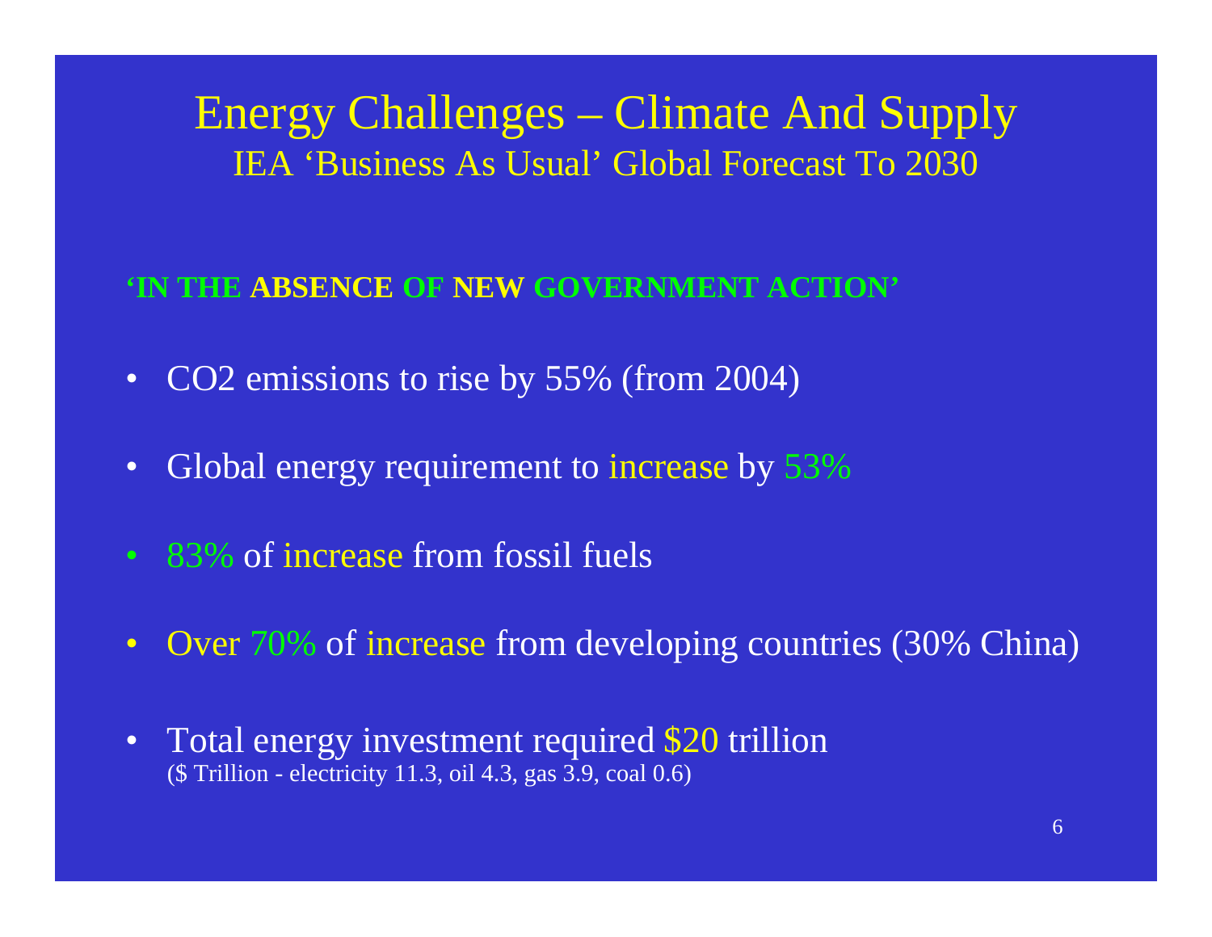# Energy Challenges – Climate And Supply

## IEA 'Business As Usual' Global Forecast To 2030

**'IN THE ABSENCE OF NEW GOVERNMENT ACTION'**

- $CO_2$ emissions to rise by 55% (from 2004)
- Global energy requirement to increase by 53%
- 83% of increase from fossil fuels
- Over 70% of increase from developing countries (30% China)
- Total energy investment required $20 trillion
  ($ Trillion - electricity 11.3, oil 4.3, gas 3.9, coal 0.6)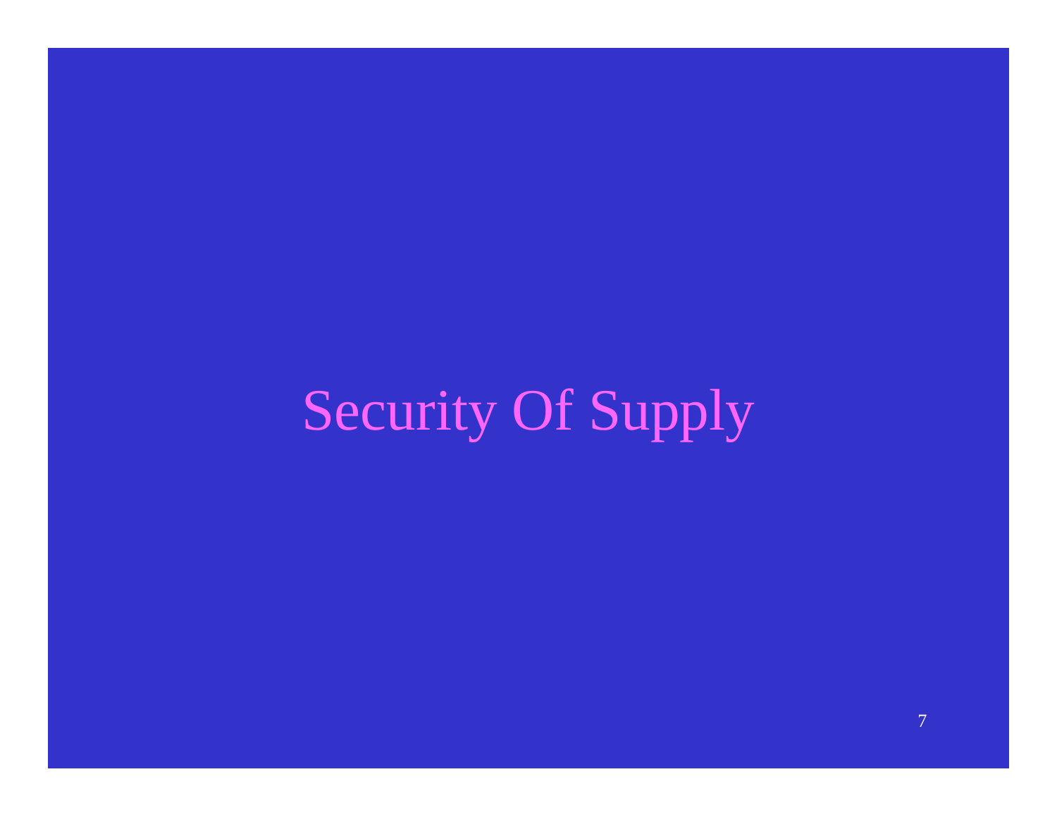# Security Of Supply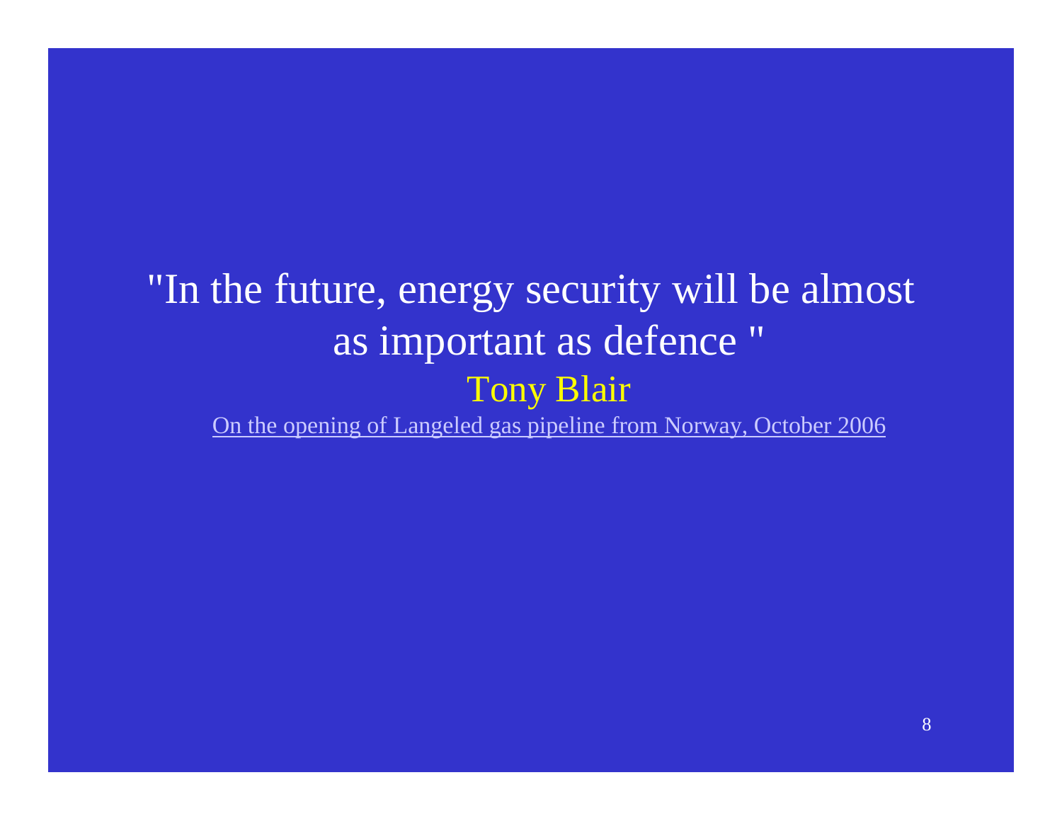"In the future, energy security will be almost as important as defence "

Tony Blair

On the opening of Langeled gas pipeline from Norway, October 2006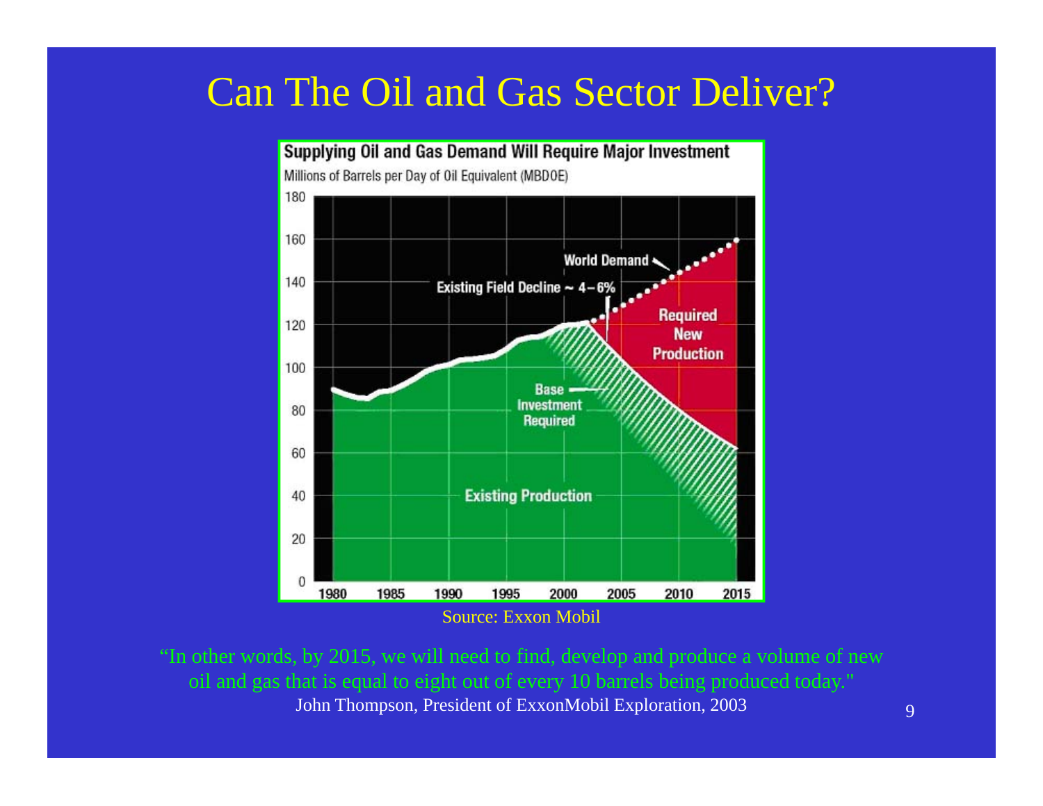# Can The Oil and Gas Sector Deliver?

**Supplying Oil and Gas Demand Will Require Major Investment**

Millions of Barrels per Day of Oil Equivalent (MBDOE)

Source: Exxon Mobil

"In other words, by 2015, we will need to find, develop and produce a volume of new oil and gas that is equal to eight out of every 10 barrels being produced today."

John Thompson, President of ExxonMobil Exploration, 2003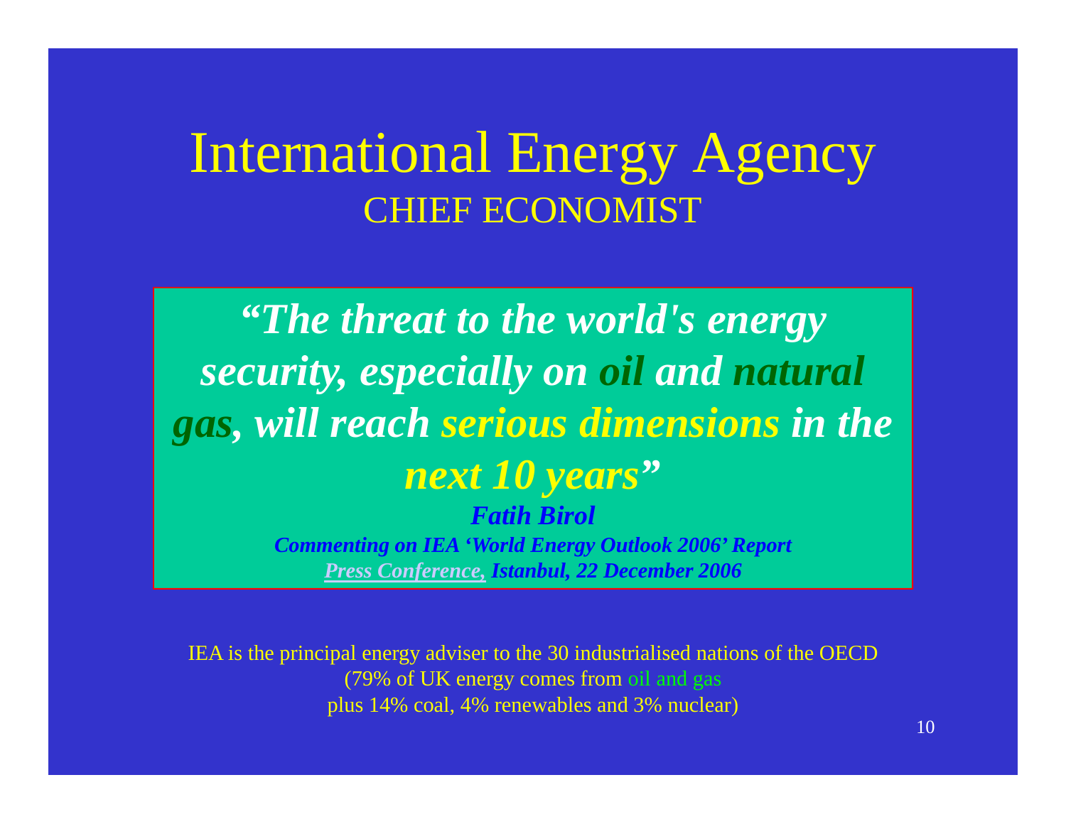# International Energy Agency

## CHIEF ECONOMIST

> ***"The threat to the world's energy security, especially on oil and natural gas, will reach serious dimensions in the next 10 years"***
>
> ***Fatih Birol***
>
> ***Commenting on IEA 'World Energy Outlook 2006' Report***
>
> ***Press Conference, Istanbul, 22 December 2006***

IEA is the principal energy adviser to the 30 industrialised nations of the OECD
(79% of UK energy comes from oil and gas
plus 14% coal, 4% renewables and 3% nuclear)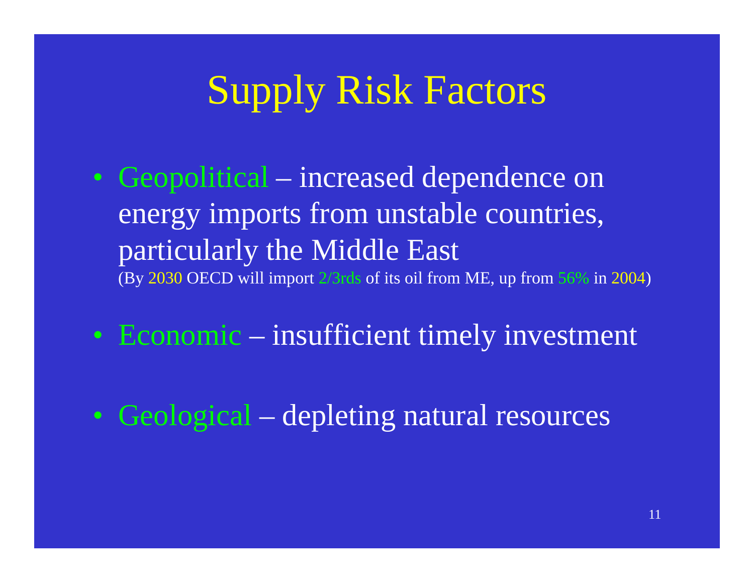# Supply Risk Factors

- Geopolitical – increased dependence on energy imports from unstable countries, particularly the Middle East
  (By 2030 OECD will import 2/3rds of its oil from ME, up from 56% in 2004)
- Economic – insufficient timely investment
- Geological – depleting natural resources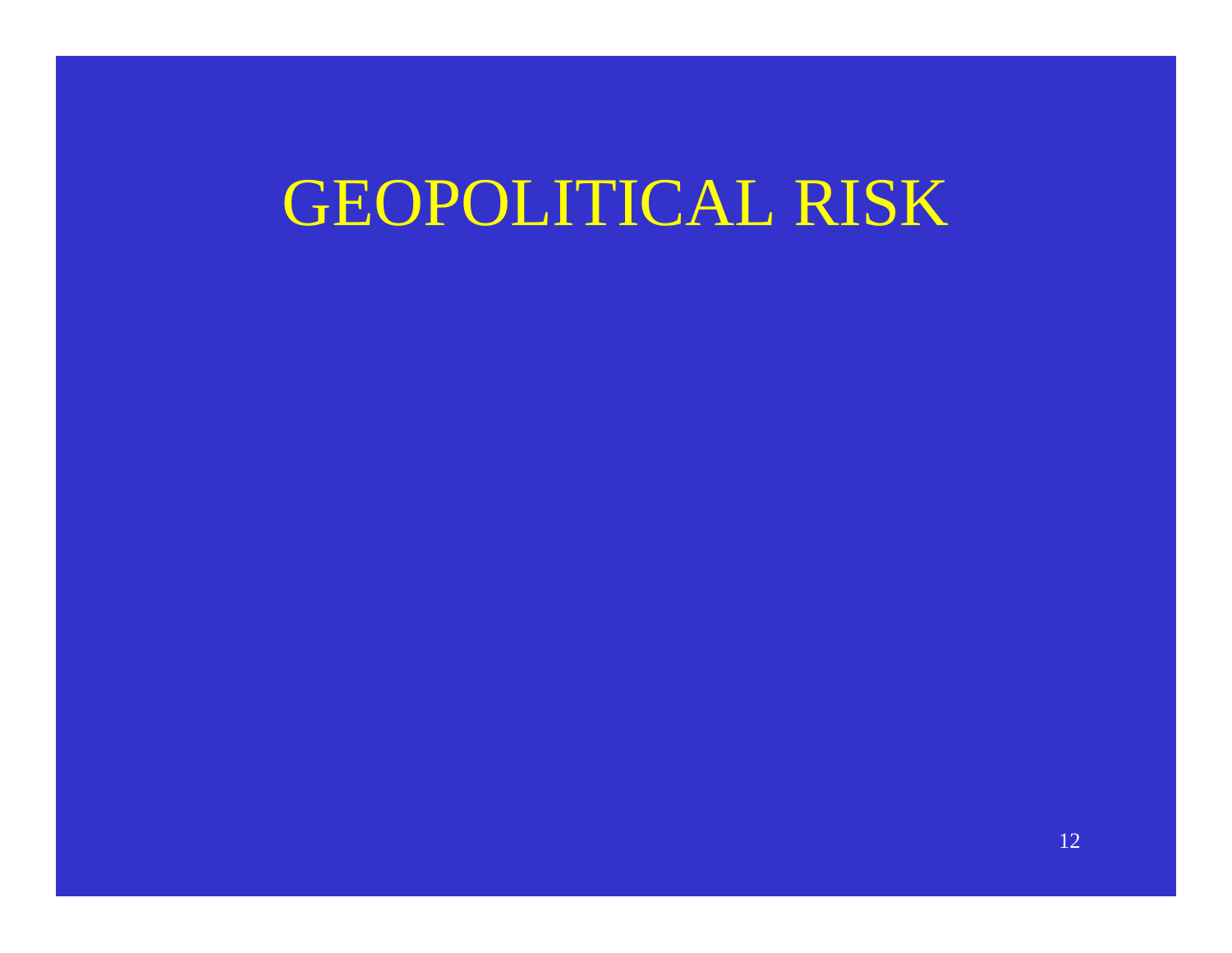# GEOPOLITICAL RISK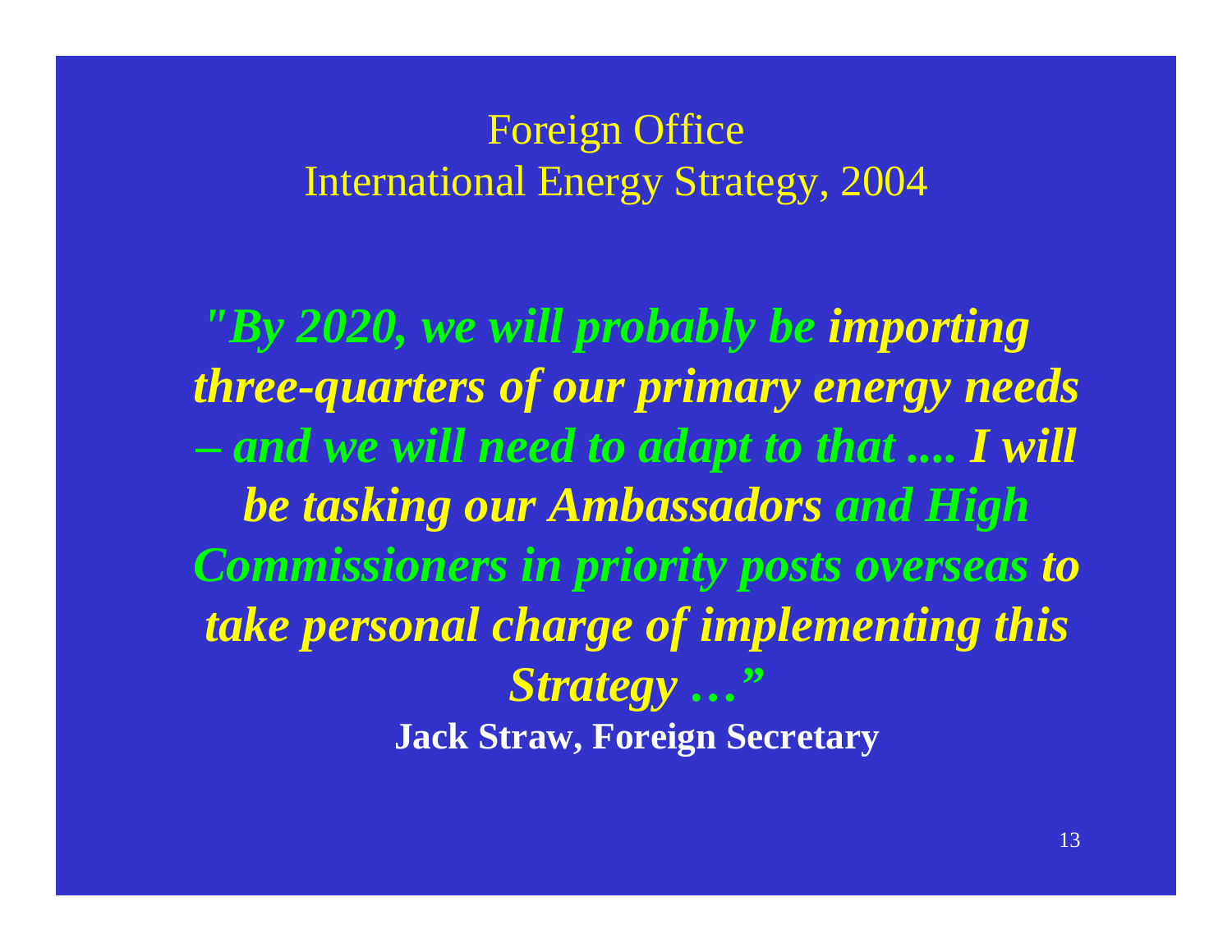# Foreign Office
# International Energy Strategy, 2004

***"By 2020, we will probably be importing three-quarters of our primary energy needs – and we will need to adapt to that .... I will be tasking our Ambassadors and High Commissioners in priority posts overseas to take personal charge of implementing this Strategy …"***

**Jack Straw, Foreign Secretary**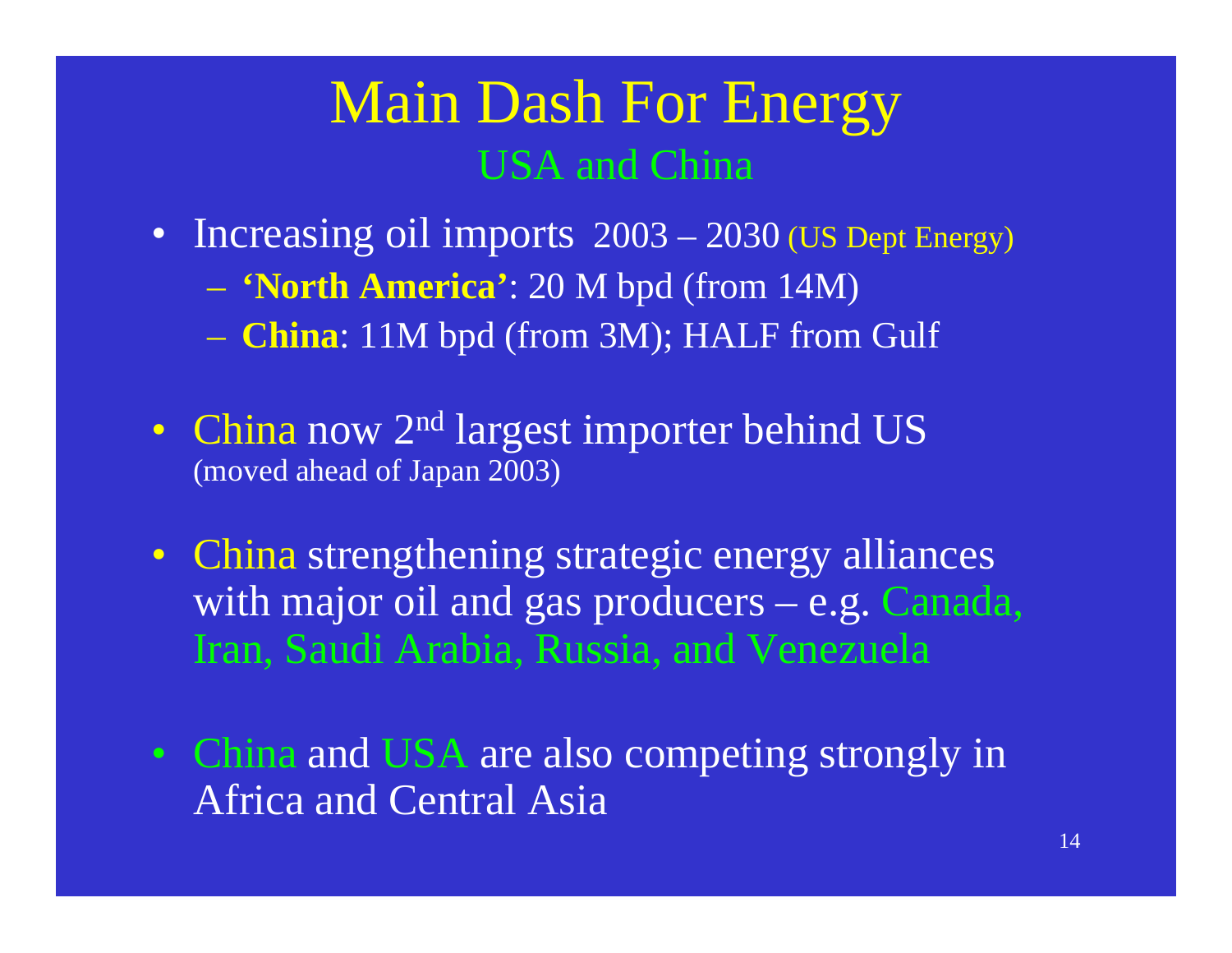# Main Dash For Energy

## USA and China

- Increasing oil imports 2003 – 2030 (US Dept Energy)
  - **'North America'**: 20 M bpd (from 14M)
  - **China**: 11M bpd (from 3M); HALF from Gulf

- China now 2nd largest importer behind US (moved ahead of Japan 2003)

- China strengthening strategic energy alliances with major oil and gas producers – e.g. Canada, Iran, Saudi Arabia, Russia, and Venezuela

- China and USA are also competing strongly in Africa and Central Asia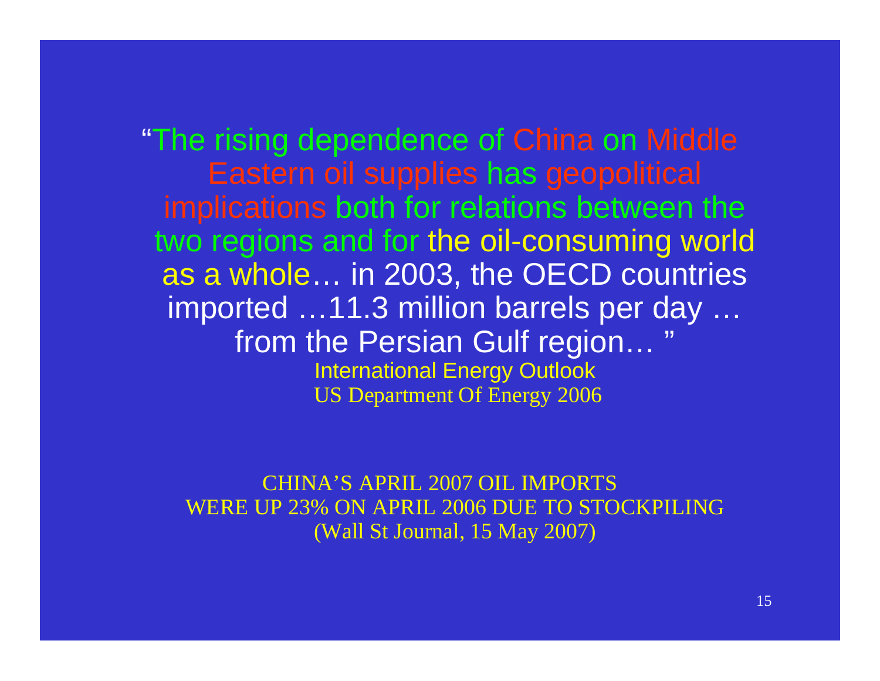"The rising dependence of China on Middle Eastern oil supplies has geopolitical implications both for relations between the two regions and for the oil-consuming world as a whole… in 2003, the OECD countries imported …11.3 million barrels per day … from the Persian Gulf region… "

International Energy Outlook
US Department Of Energy 2006

CHINA'S APRIL 2007 OIL IMPORTS
WERE UP 23% ON APRIL 2006 DUE TO STOCKPILING
(Wall St Journal, 15 May 2007)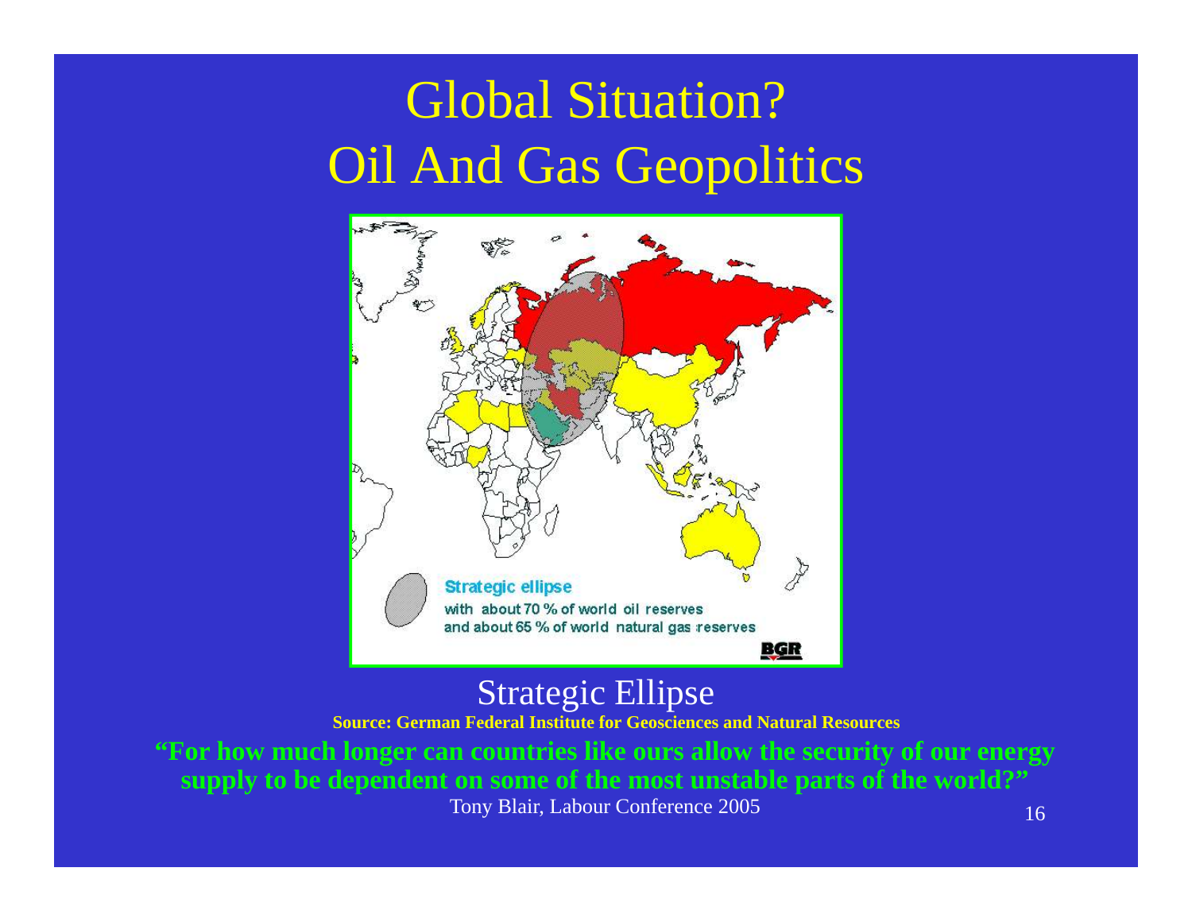# Global Situation? Oil And Gas Geopolitics

Strategic ellipse with about 70 % of world oil reserves and about 65 % of world natural gas reserves

BGR

Strategic Ellipse

**Source: German Federal Institute for Geosciences and Natural Resources**

**"For how much longer can countries like ours allow the security of our energy supply to be dependent on some of the most unstable parts of the world?"**

Tony Blair, Labour Conference 2005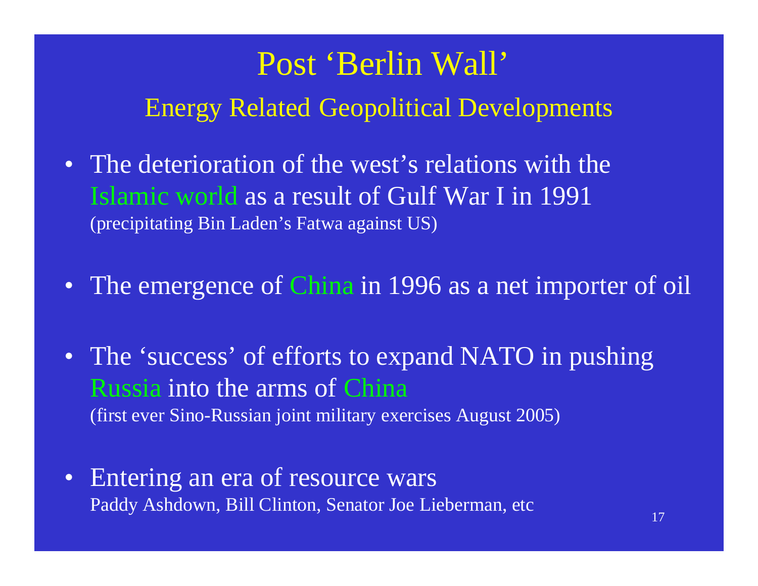# Post 'Berlin Wall'

## Energy Related Geopolitical Developments

- The deterioration of the west's relations with the Islamic world as a result of Gulf War I in 1991
  (precipitating Bin Laden's Fatwa against US)
- The emergence of China in 1996 as a net importer of oil
- The 'success' of efforts to expand NATO in pushing Russia into the arms of China
  (first ever Sino-Russian joint military exercises August 2005)
- Entering an era of resource wars
  Paddy Ashdown, Bill Clinton, Senator Joe Lieberman, etc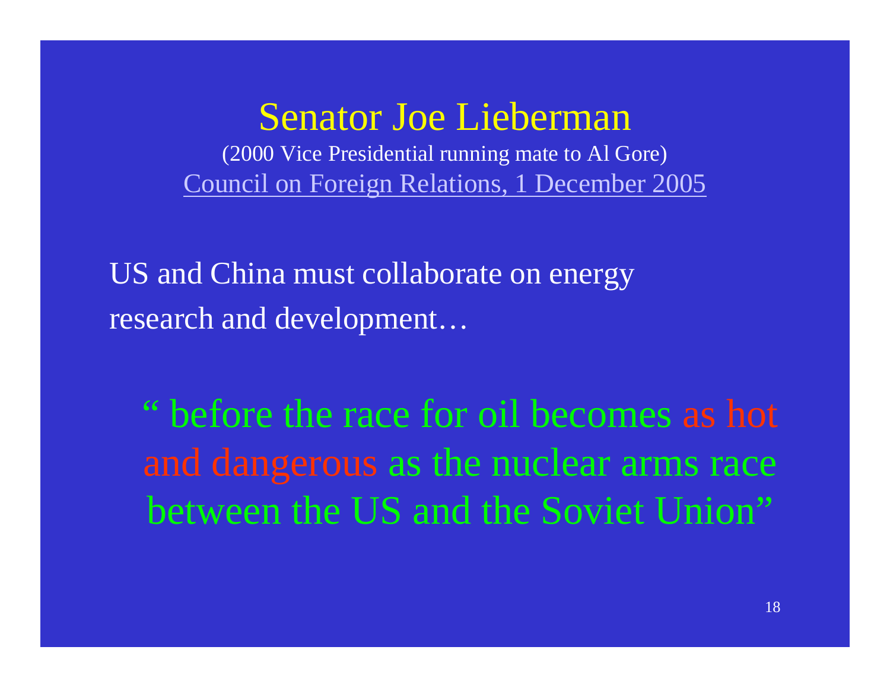# Senator Joe Lieberman

(2000 Vice Presidential running mate to Al Gore)

Council on Foreign Relations, 1 December 2005

US and China must collaborate on energy research and development…

> " before the race for oil becomes as hot and dangerous as the nuclear arms race between the US and the Soviet Union"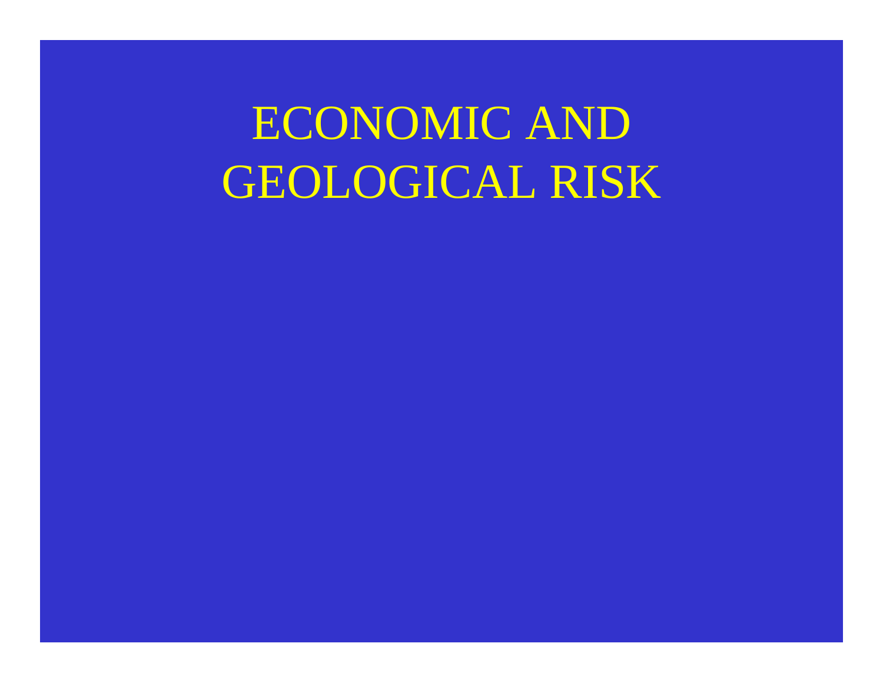# ECONOMIC AND GEOLOGICAL RISK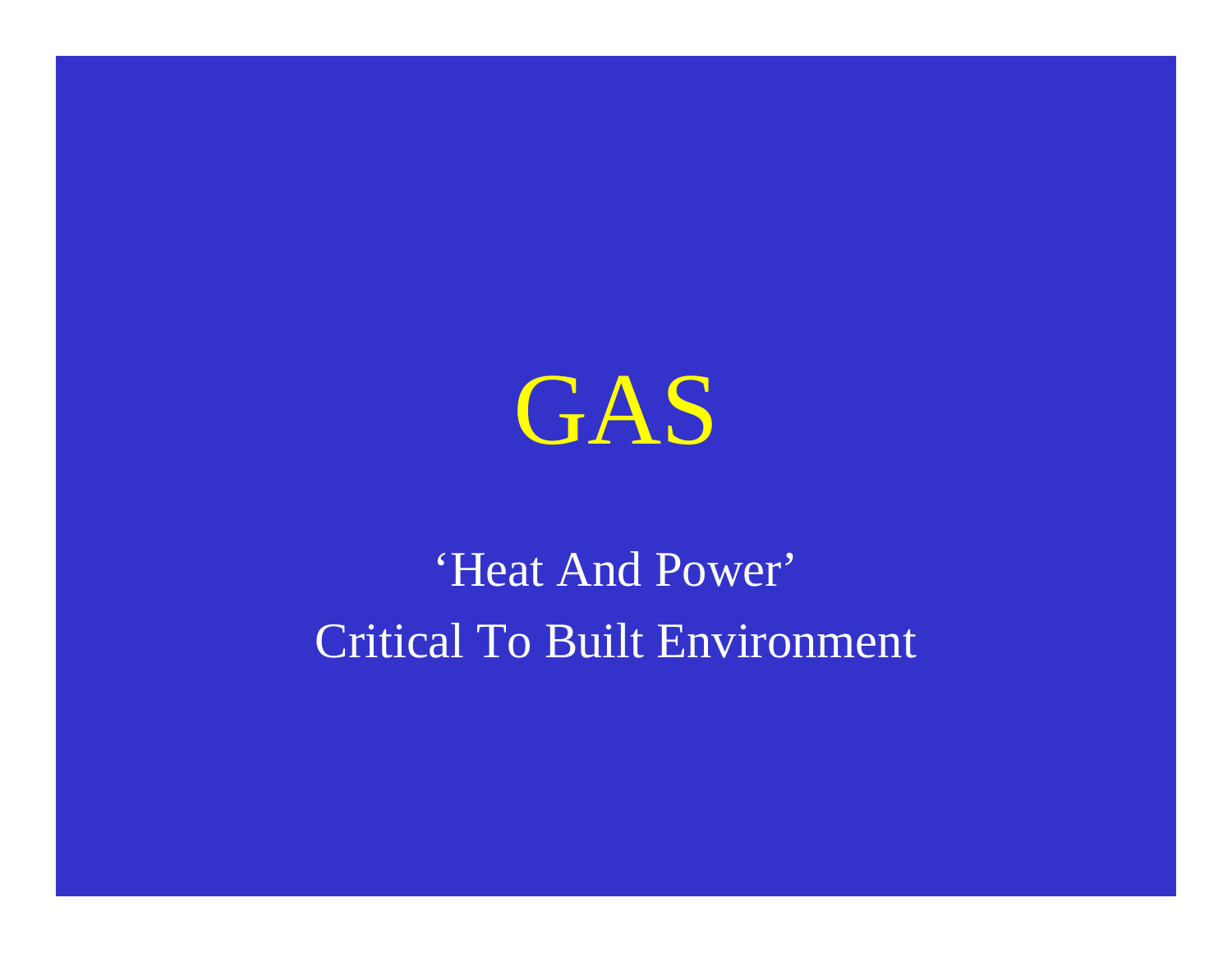# GAS

'Heat And Power'

Critical To Built Environment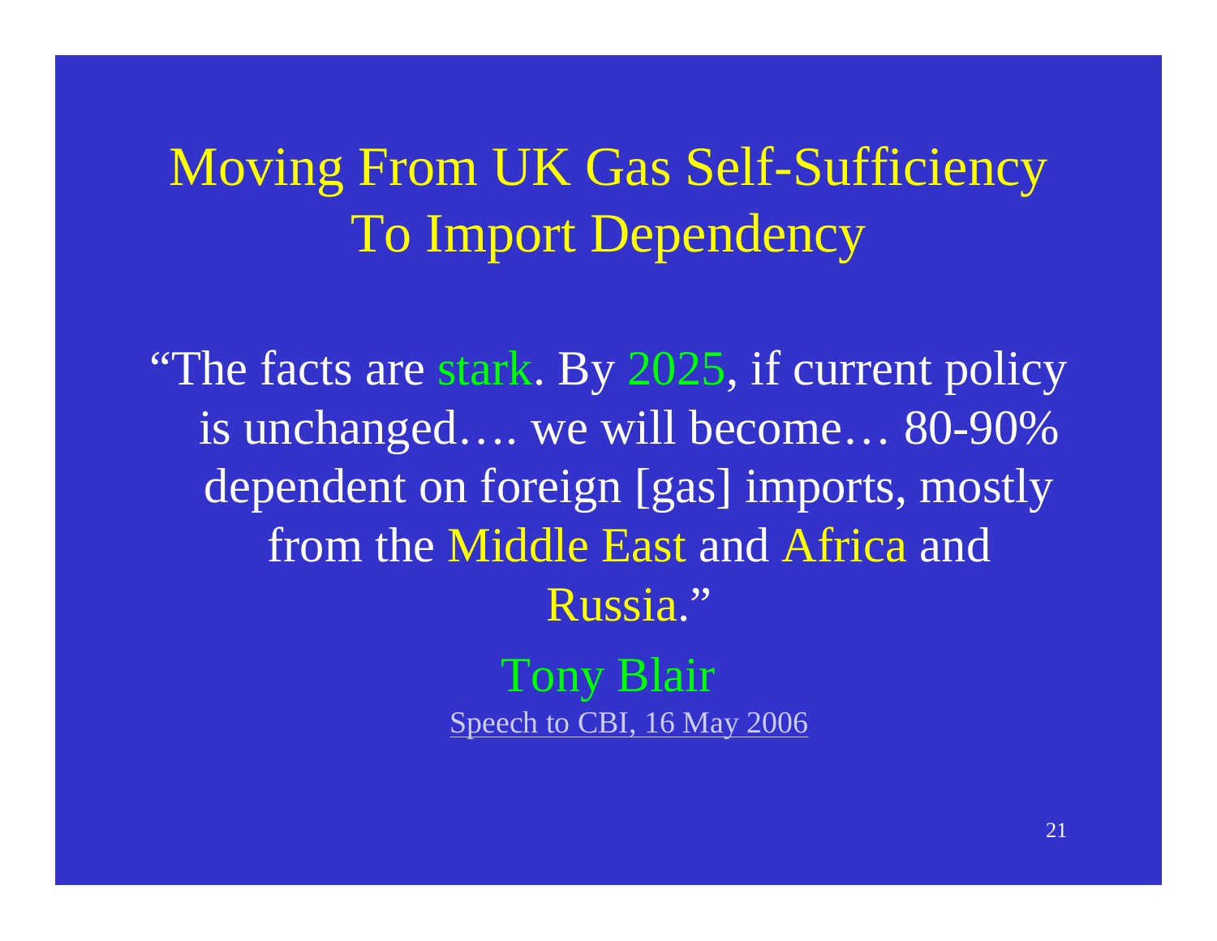# Moving From UK Gas Self-Sufficiency To Import Dependency

"The facts are stark. By 2025, if current policy is unchanged…. we will become… 80-90% dependent on foreign [gas] imports, mostly from the Middle East and Africa and Russia."

Tony Blair

Speech to CBI, 16 May 2006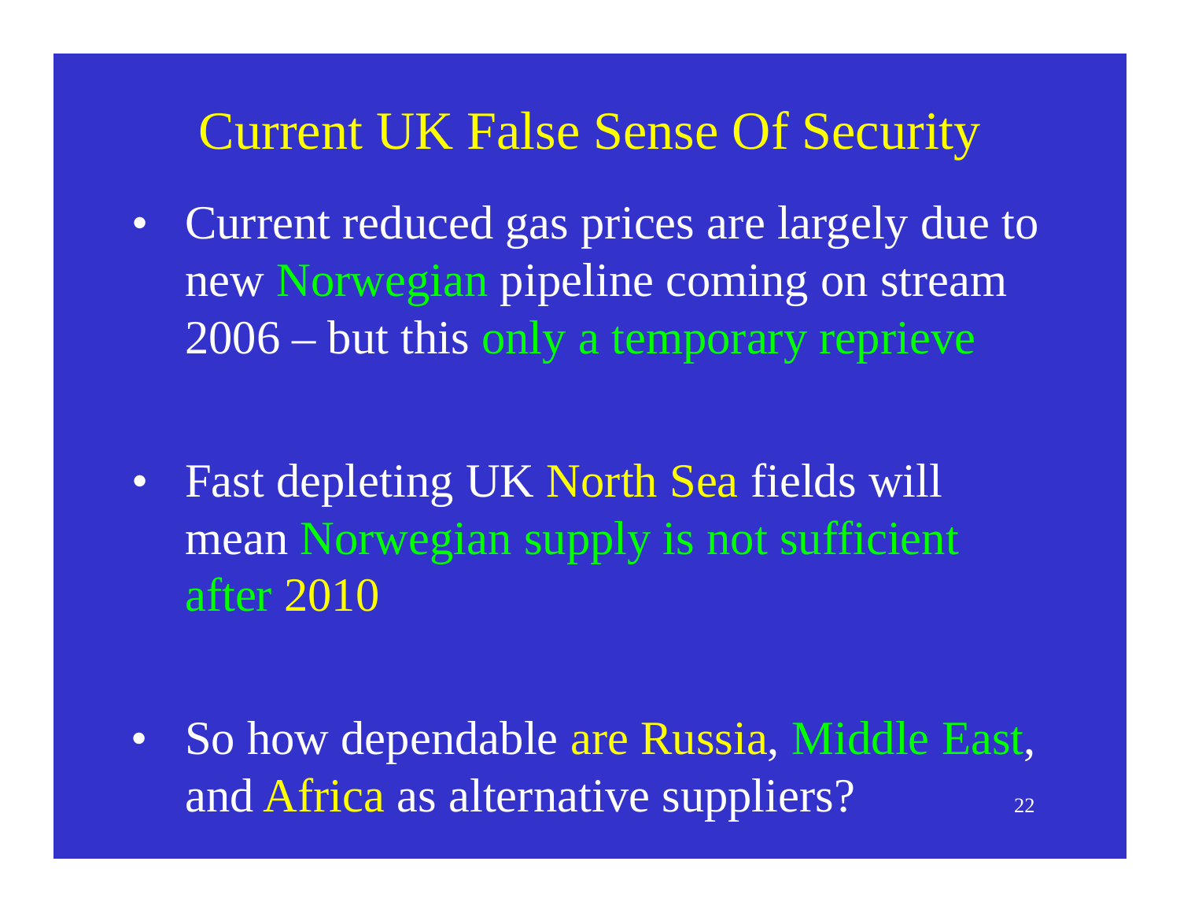# Current UK False Sense Of Security

- Current reduced gas prices are largely due to new Norwegian pipeline coming on stream 2006 – but this only a temporary reprieve

- Fast depleting UK North Sea fields will mean Norwegian supply is not sufficient after 2010

- So how dependable are Russia, Middle East, and Africa as alternative suppliers?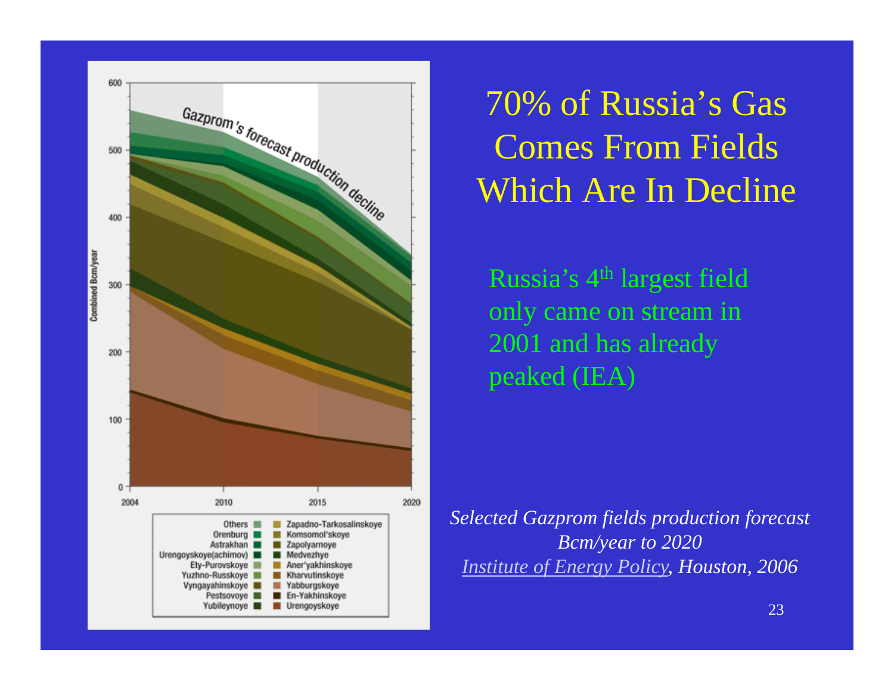# 70% of Russia's Gas Comes From Fields Which Are In Decline

Russia's 4th largest field only came on stream in 2001 and has already peaked (IEA)

*Selected Gazprom fields production forecast*
*Bcm/year to 2020*
*Institute of Energy Policy, Houston, 2006*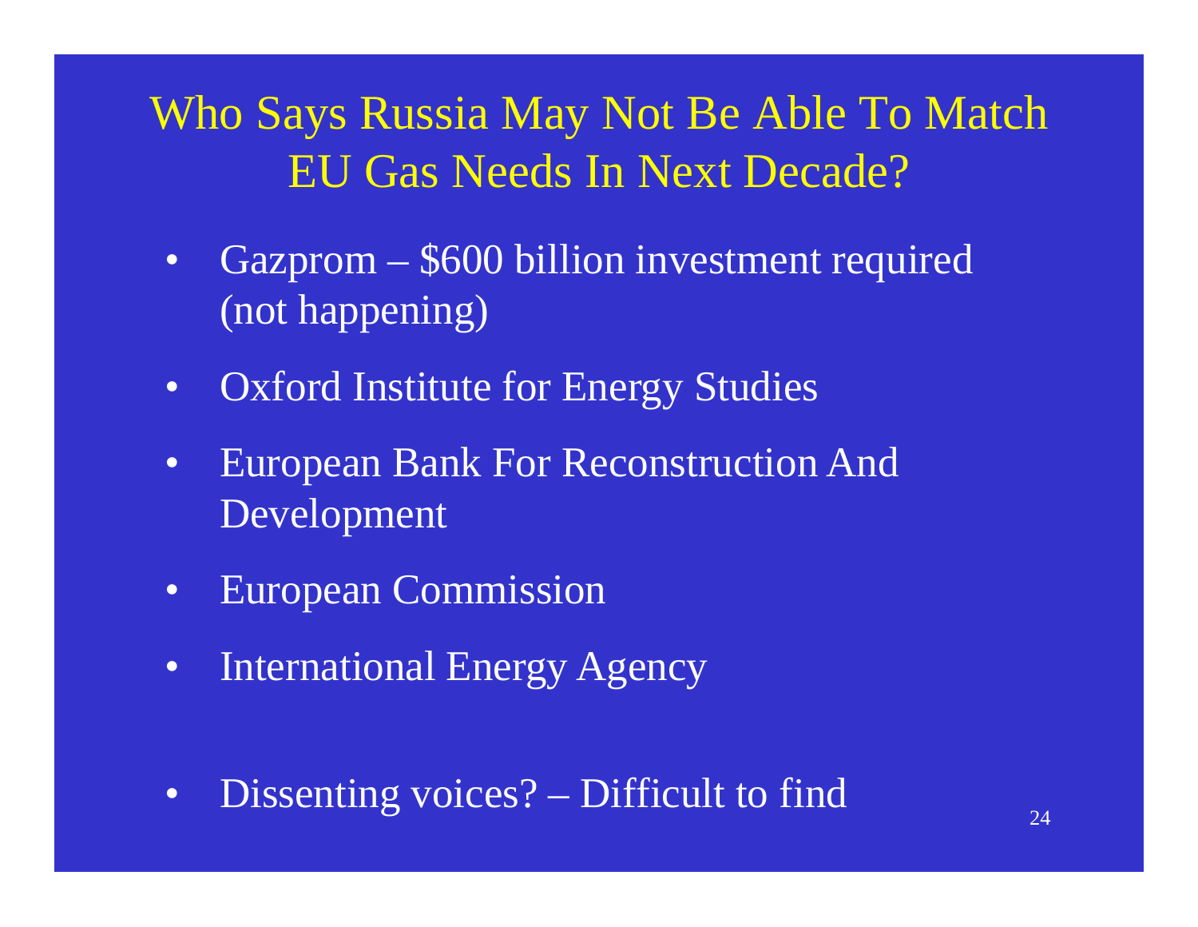# Who Says Russia May Not Be Able To Match EU Gas Needs In Next Decade?

- Gazprom – $600 billion investment required (not happening)
- Oxford Institute for Energy Studies
- European Bank For Reconstruction And Development
- European Commission
- International Energy Agency
- Dissenting voices? – Difficult to find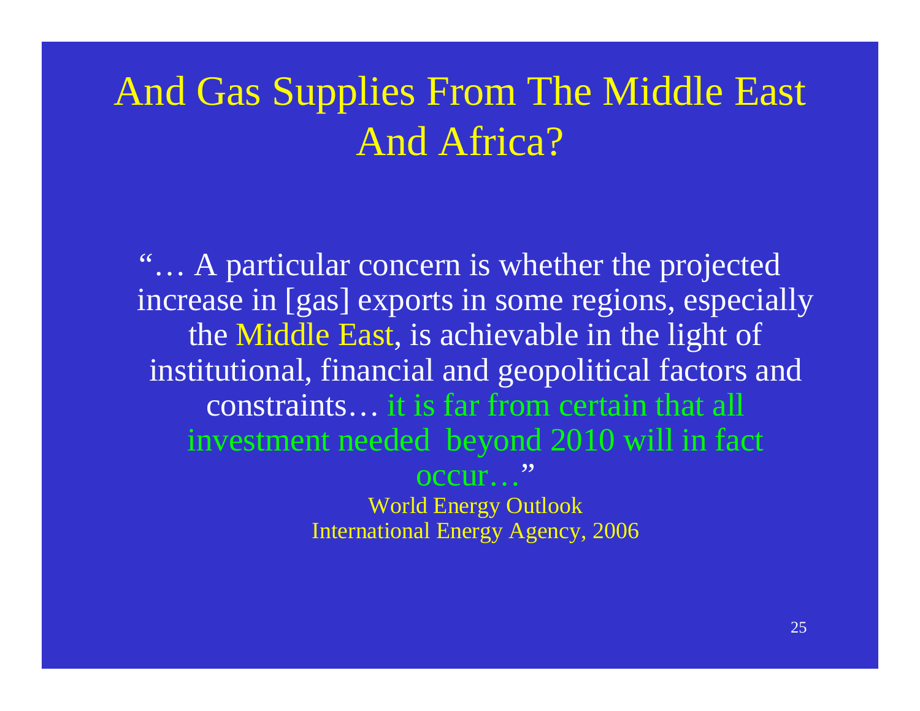# And Gas Supplies From The Middle East And Africa?

"… A particular concern is whether the projected increase in [gas] exports in some regions, especially the Middle East, is achievable in the light of institutional, financial and geopolitical factors and constraints… it is far from certain that all investment needed beyond 2010 will in fact occur…"

World Energy Outlook
International Energy Agency, 2006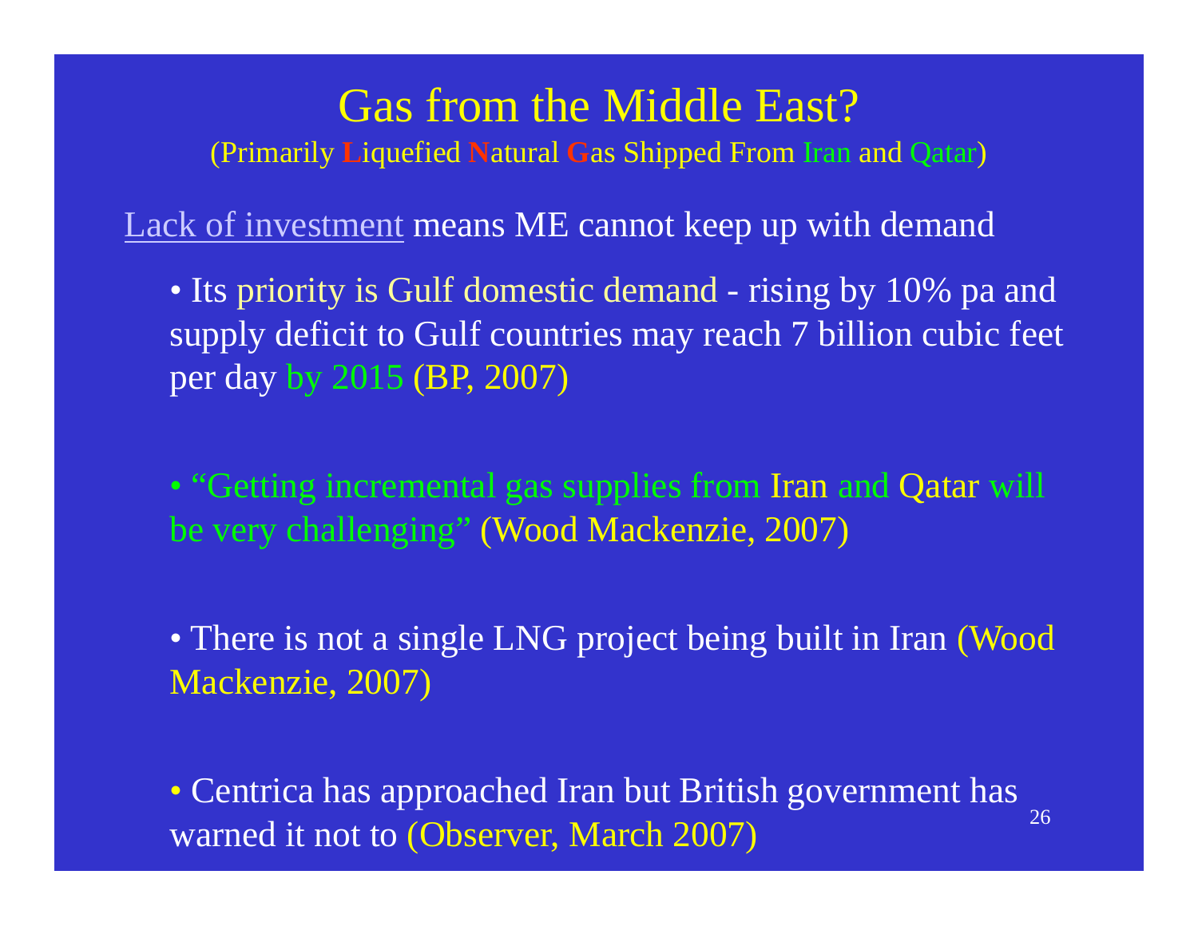# Gas from the Middle East?

(Primarily **L**iquefied **N**atural **G**as Shipped From Iran and Qatar)

Lack of investment means ME cannot keep up with demand

- Its priority is Gulf domestic demand - rising by 10% pa and supply deficit to Gulf countries may reach 7 billion cubic feet per day by 2015 (BP, 2007)

- "Getting incremental gas supplies from Iran and Qatar will be very challenging" (Wood Mackenzie, 2007)

- There is not a single LNG project being built in Iran (Wood Mackenzie, 2007)

- Centrica has approached Iran but British government has warned it not to (Observer, March 2007)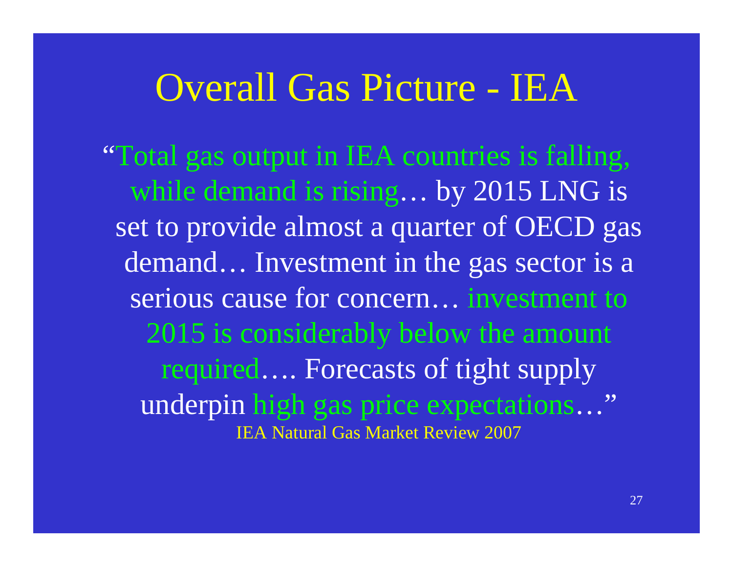# Overall Gas Picture - IEA

"Total gas output in IEA countries is falling, while demand is rising… by 2015 LNG is set to provide almost a quarter of OECD gas demand… Investment in the gas sector is a serious cause for concern… investment to 2015 is considerably below the amount required…. Forecasts of tight supply underpin high gas price expectations…"

IEA Natural Gas Market Review 2007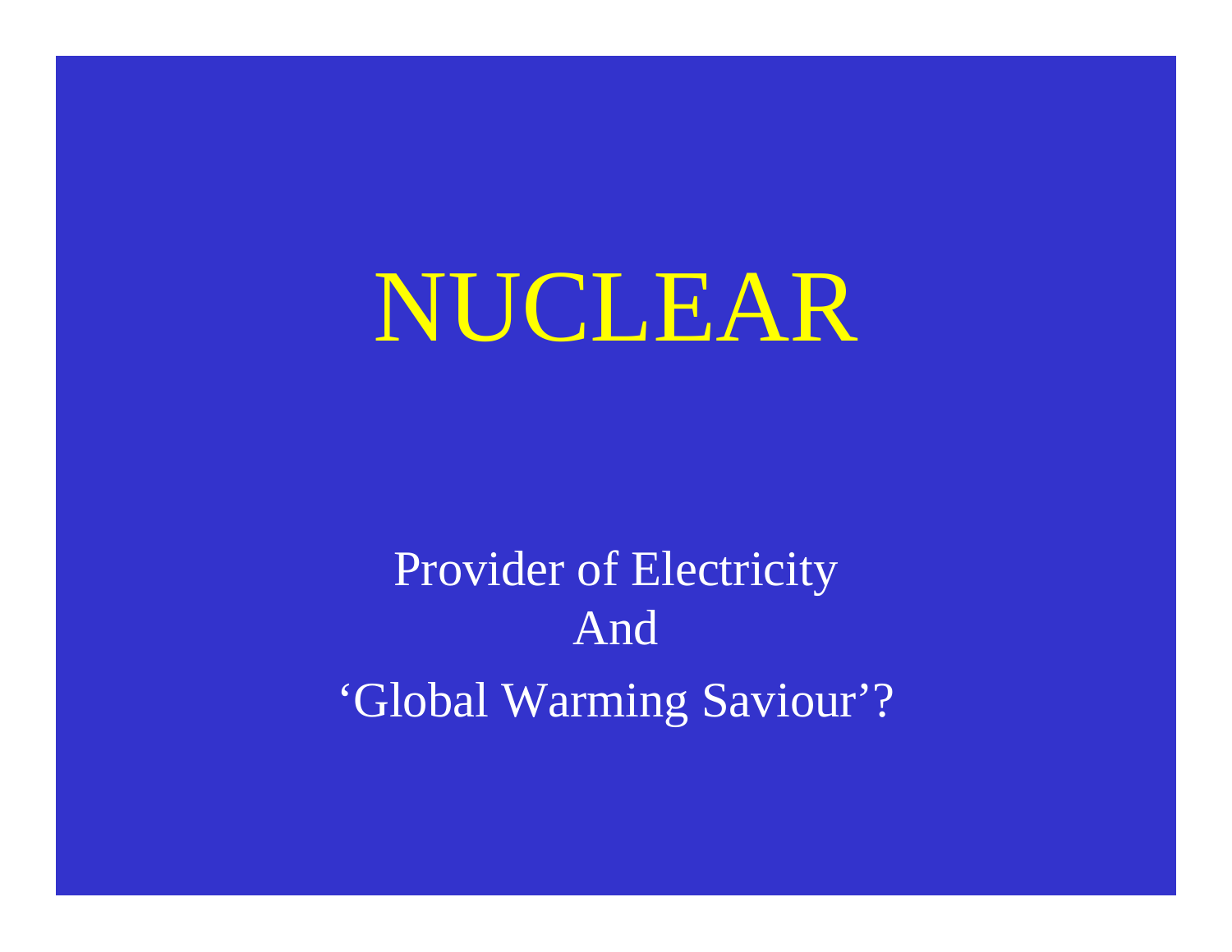# NUCLEAR

Provider of Electricity
And
'Global Warming Saviour'?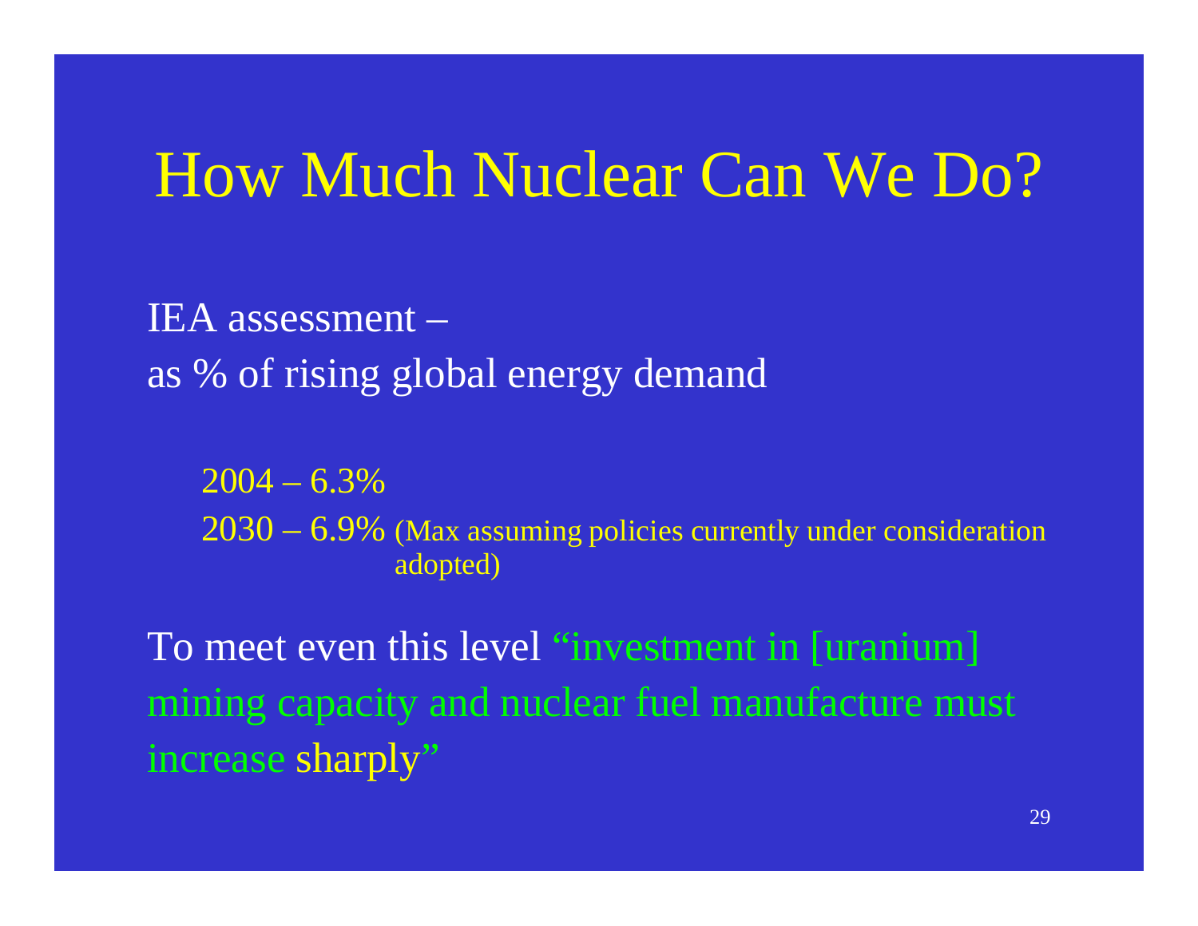# How Much Nuclear Can We Do?

IEA assessment –
as % of rising global energy demand

2004 – 6.3%
2030 – 6.9% (Max assuming policies currently under consideration adopted)

To meet even this level "investment in [uranium] mining capacity and nuclear fuel manufacture must increase sharply"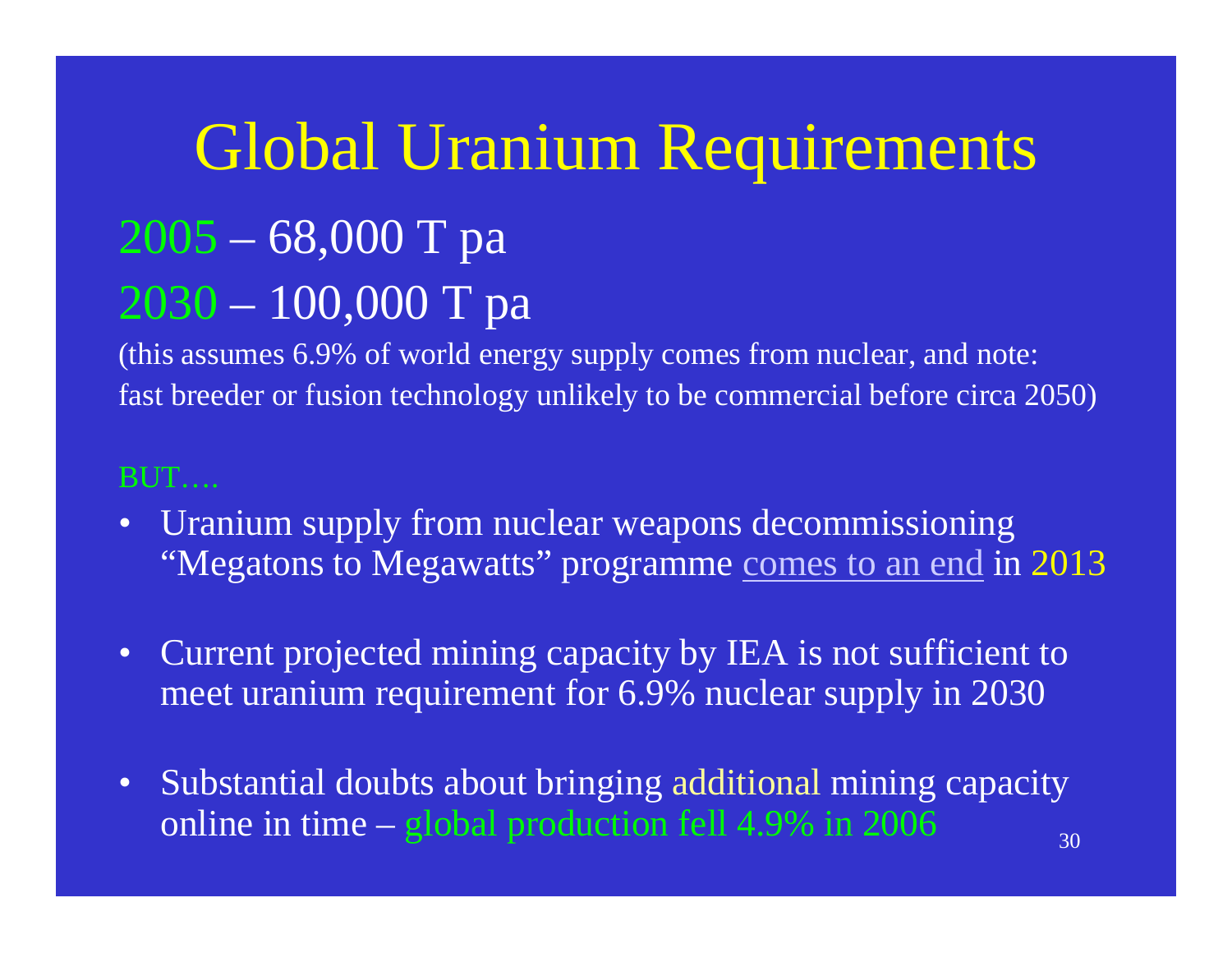# Global Uranium Requirements

2005 – 68,000 T pa

2030 – 100,000 T pa

(this assumes 6.9% of world energy supply comes from nuclear, and note: fast breeder or fusion technology unlikely to be commercial before circa 2050)

BUT….

- Uranium supply from nuclear weapons decommissioning "Megatons to Megawatts" programme comes to an end in 2013
- Current projected mining capacity by IEA is not sufficient to meet uranium requirement for 6.9% nuclear supply in 2030
- Substantial doubts about bringing additional mining capacity online in time – global production fell 4.9% in 2006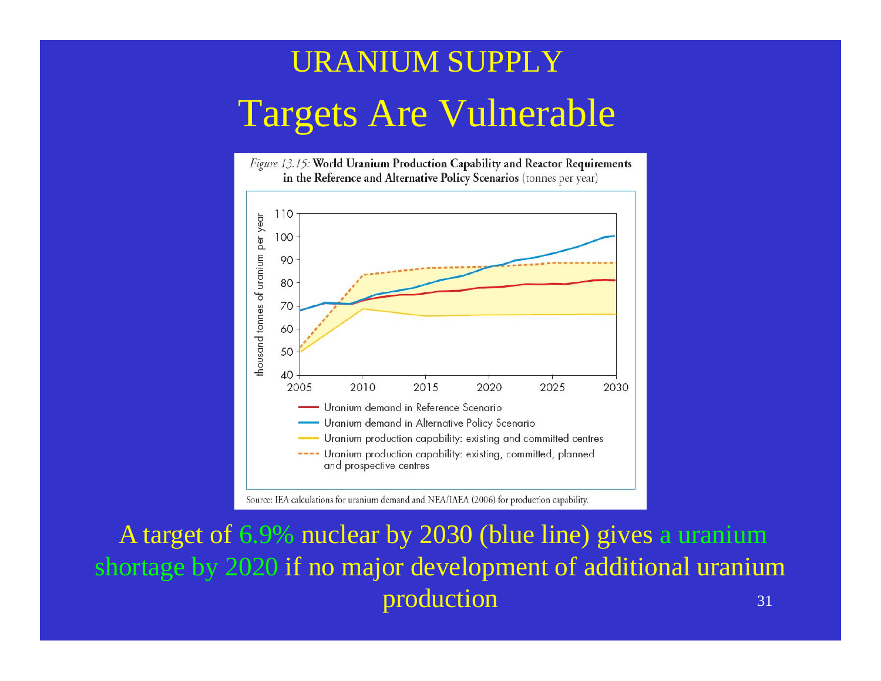# URANIUM SUPPLY

## Targets Are Vulnerable

*Figure 13.15:* **World Uranium Production Capability and Reactor Requirements in the Reference and Alternative Policy Scenarios** (tonnes per year)

- Uranium demand in Reference Scenario
- Uranium demand in Alternative Policy Scenario
- Uranium production capability: existing and committed centres
- Uranium production capability: existing, committed, planned and prospective centres

Source: IEA calculations for uranium demand and NEA/IAEA (2006) for production capability.

A target of 6.9% nuclear by 2030 (blue line) gives a uranium shortage by 2020 if no major development of additional uranium production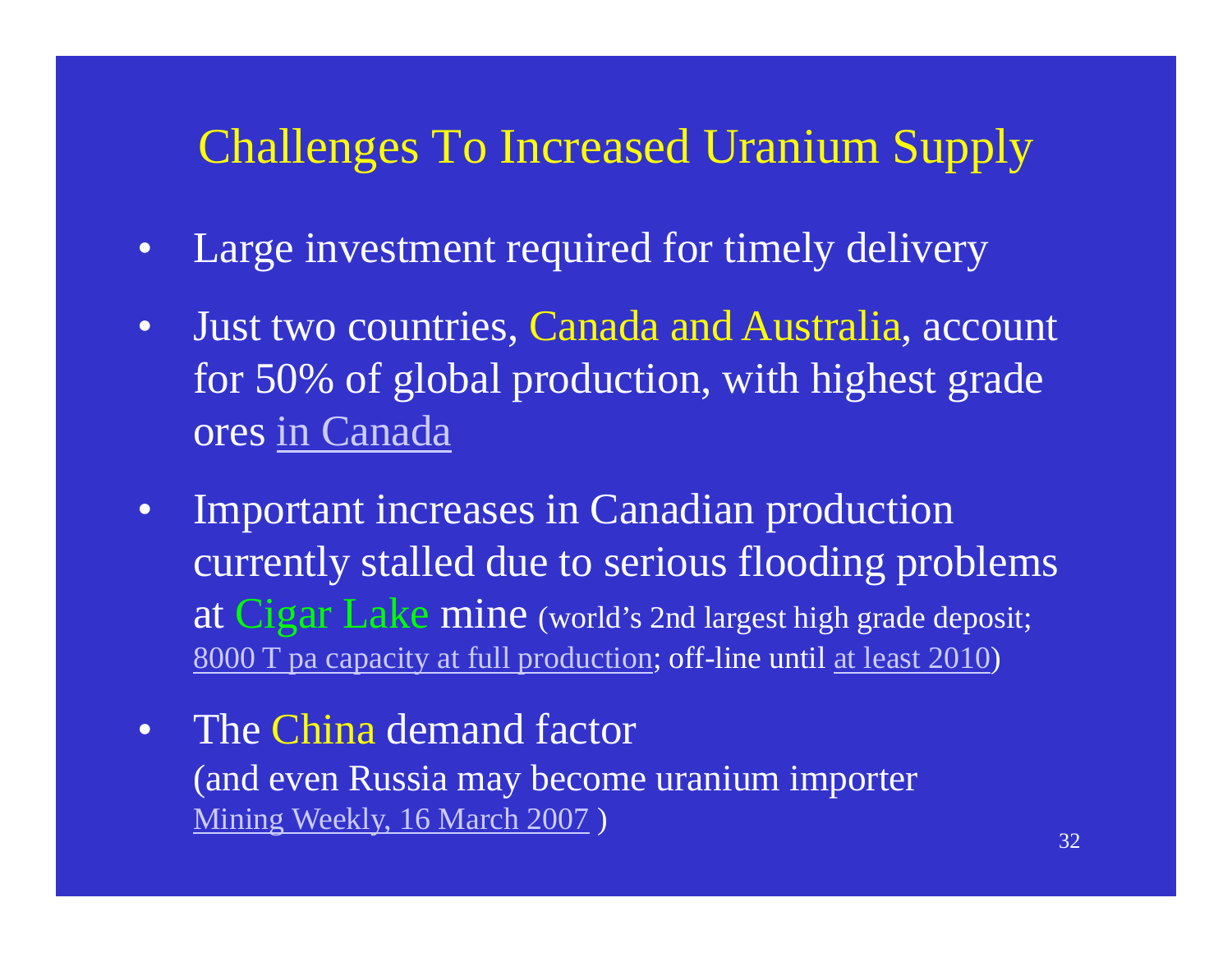# Challenges To Increased Uranium Supply

- Large investment required for timely delivery
- Just two countries, Canada and Australia, account for 50% of global production, with highest grade ores in Canada
- Important increases in Canadian production currently stalled due to serious flooding problems at Cigar Lake mine (world's 2nd largest high grade deposit; 8000 T pa capacity at full production; off-line until at least 2010)
- The China demand factor
  (and even Russia may become uranium importer Mining Weekly, 16 March 2007 )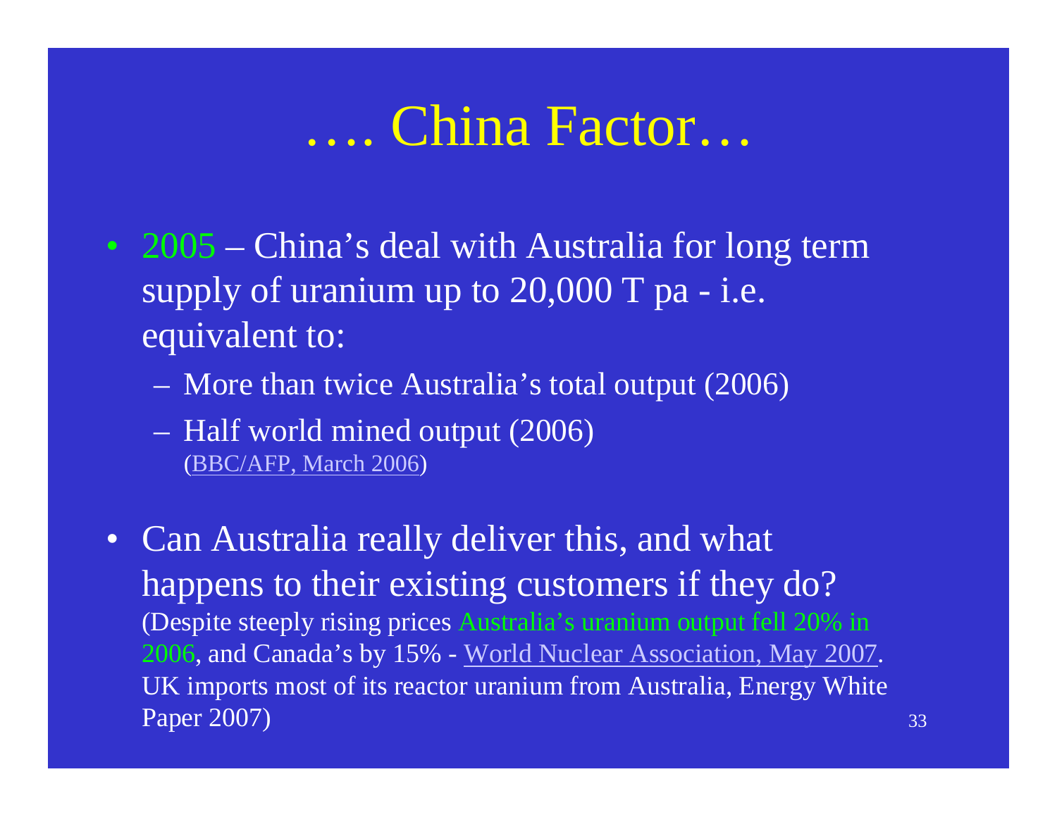# …. China Factor…

- 2005 – China's deal with Australia for long term supply of uranium up to 20,000 T pa - i.e. equivalent to:
  - More than twice Australia's total output (2006)
  - Half world mined output (2006) (BBC/AFP, March 2006)
- Can Australia really deliver this, and what happens to their existing customers if they do? (Despite steeply rising prices Australia's uranium output fell 20% in 2006, and Canada's by 15% - World Nuclear Association, May 2007. UK imports most of its reactor uranium from Australia, Energy White Paper 2007)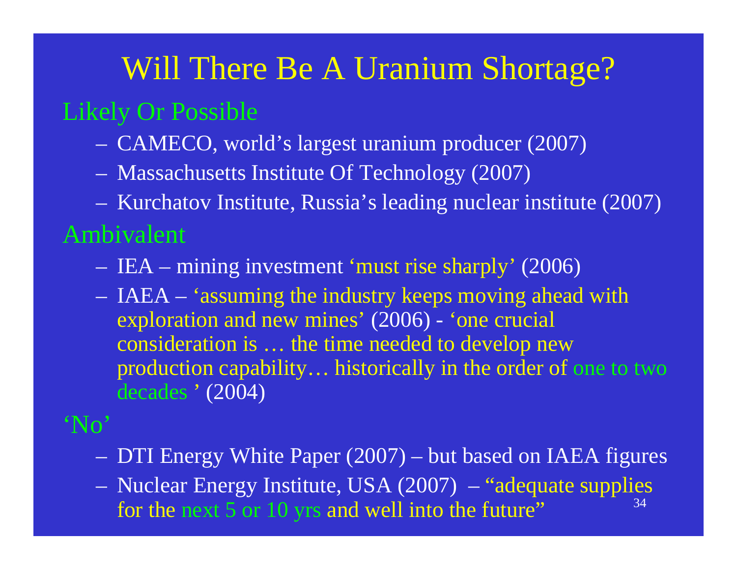# Will There Be A Uranium Shortage?

## Likely Or Possible

- CAMECO, world's largest uranium producer (2007)
- Massachusetts Institute Of Technology (2007)
- Kurchatov Institute, Russia's leading nuclear institute (2007)

## Ambivalent

- IEA – mining investment 'must rise sharply' (2006)
- IAEA – 'assuming the industry keeps moving ahead with exploration and new mines' (2006) - 'one crucial consideration is … the time needed to develop new production capability… historically in the order of one to two decades ' (2004)

## 'No'

- DTI Energy White Paper (2007) – but based on IAEA figures
- Nuclear Energy Institute, USA (2007) – "adequate supplies for the next 5 or 10 yrs and well into the future"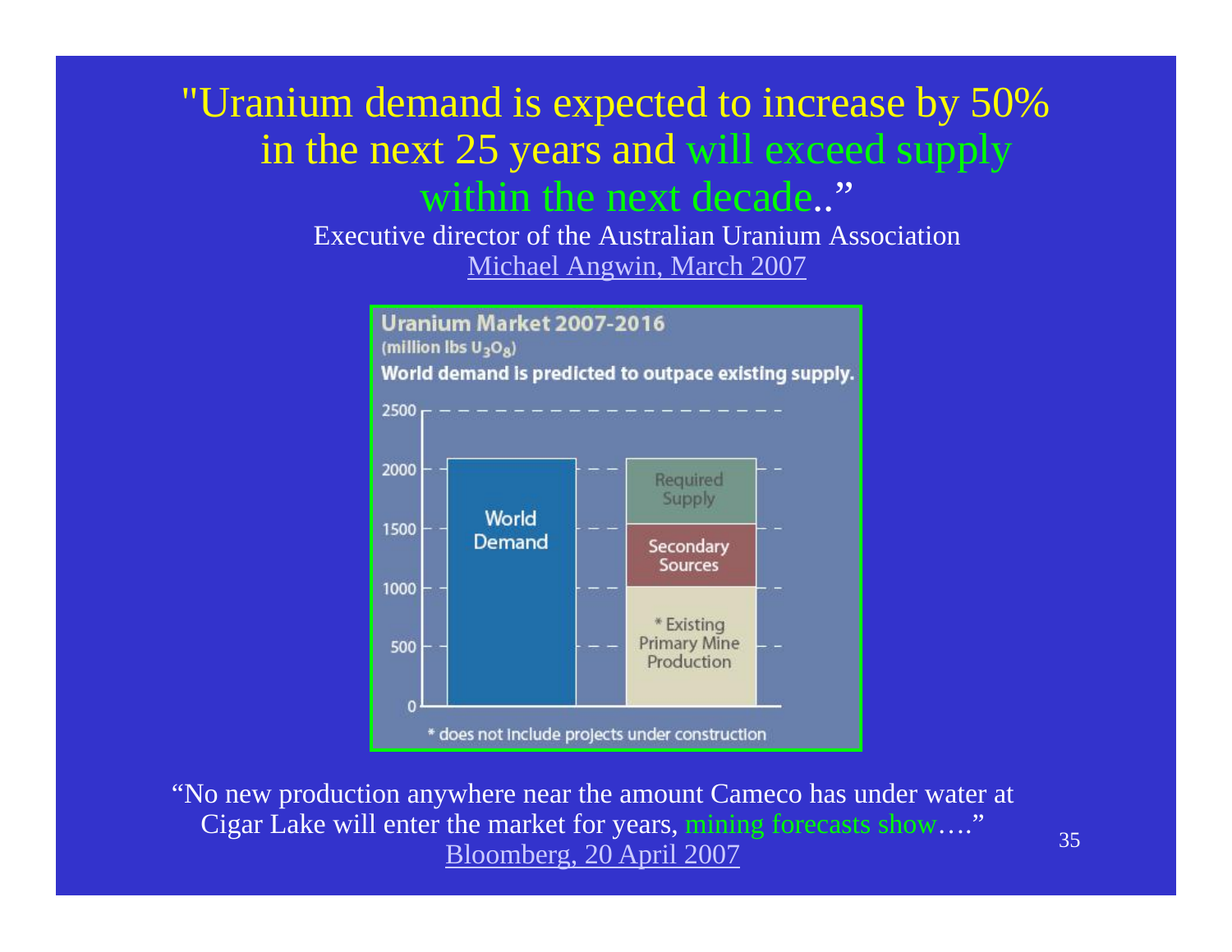"Uranium demand is expected to increase by 50% in the next 25 years and will exceed supply within the next decade.."

Executive director of the Australian Uranium Association
Michael Angwin, March 2007

**Uranium Market 2007-2016**
(million lbs $U_3O_8$)
**World demand is predicted to outpace existing supply.**

| | World Demand | Supply |
|---|---|---|
| 2000 | World Demand | Required Supply |
| 1500 | | Secondary Sources |
| 1000 | | * Existing Primary Mine Production |

\* does not include projects under construction

"No new production anywhere near the amount Cameco has under water at Cigar Lake will enter the market for years, mining forecasts show…."
Bloomberg, 20 April 2007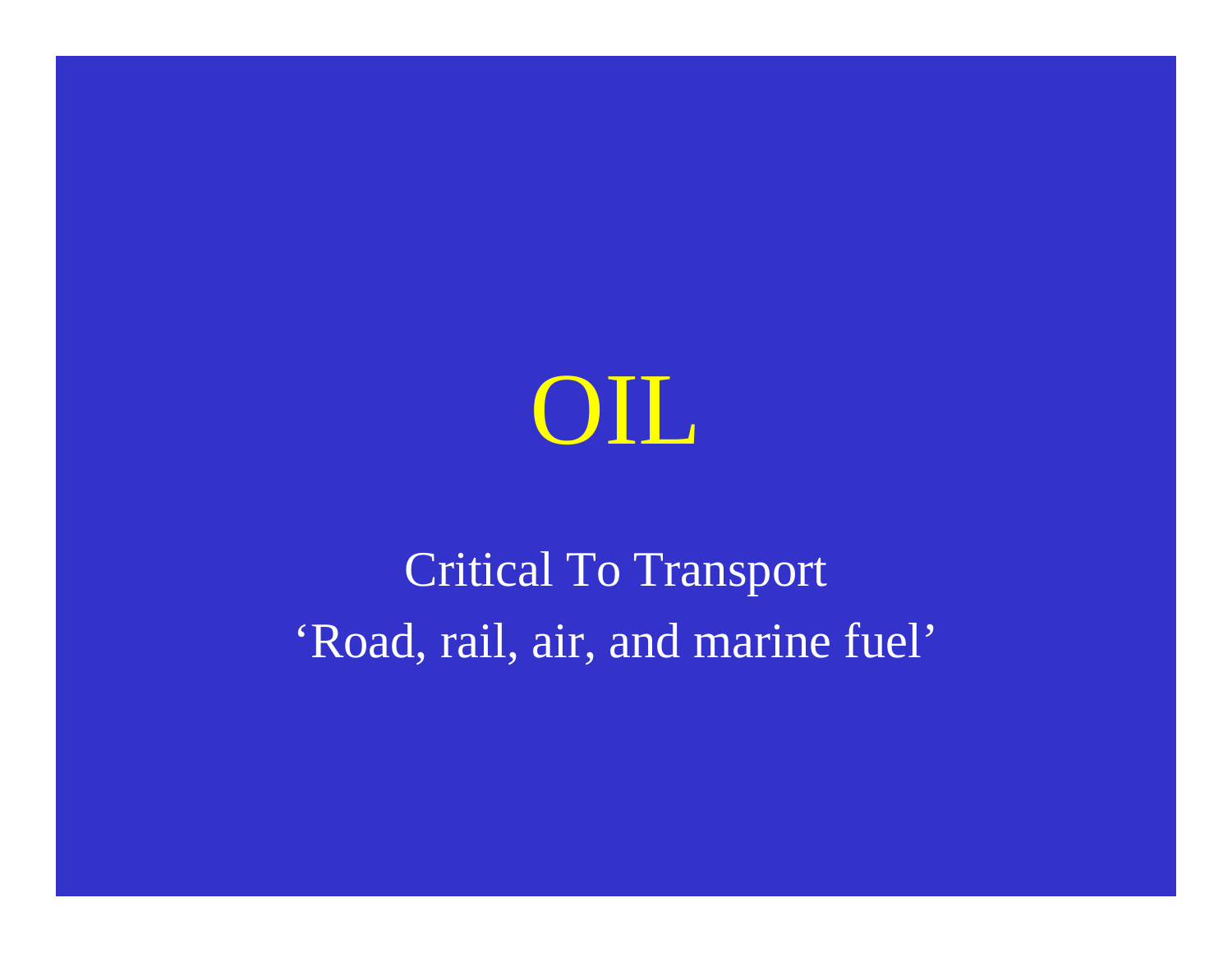# OIL

Critical To Transport

‘Road, rail, air, and marine fuel’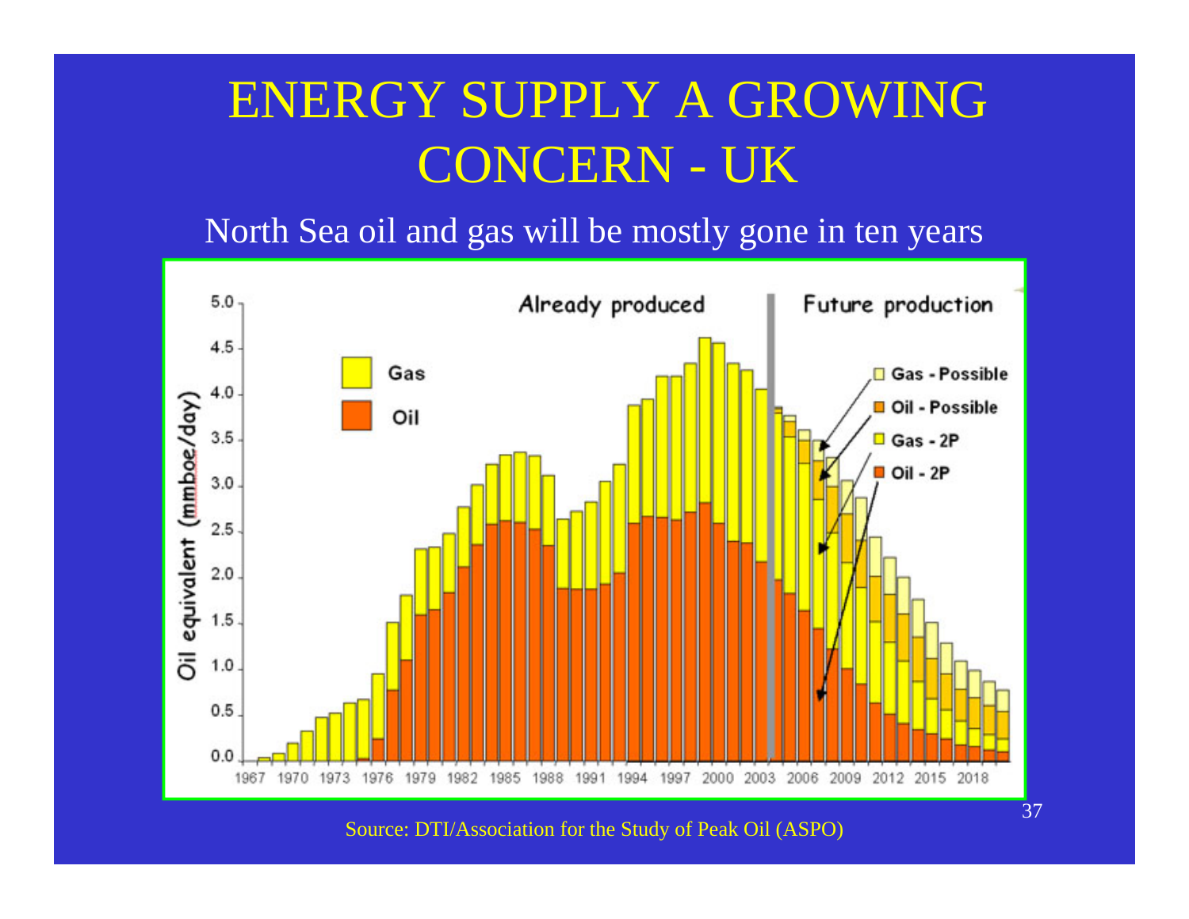# ENERGY SUPPLY A GROWING CONCERN - UK

North Sea oil and gas will be mostly gone in ten years

Source: DTI/Association for the Study of Peak Oil (ASPO)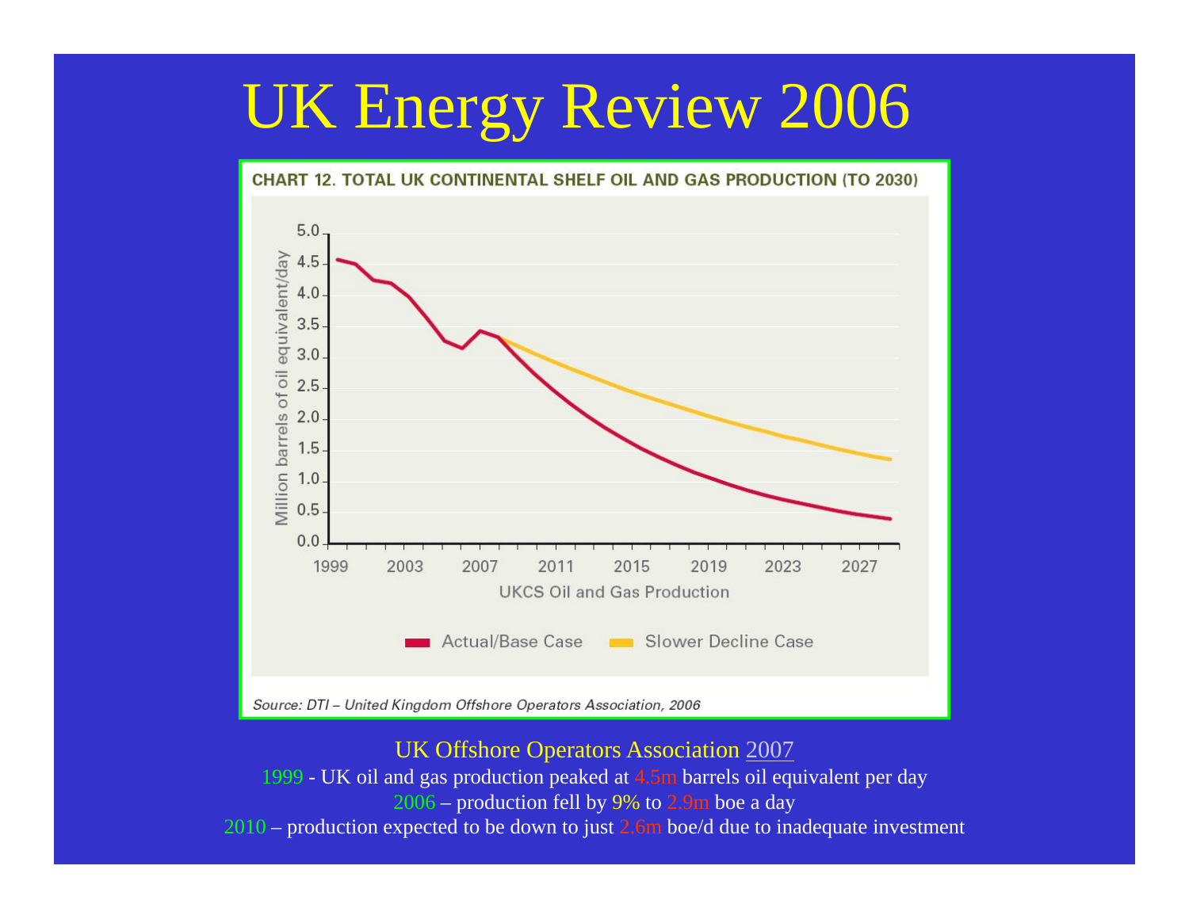# UK Energy Review 2006

**CHART 12. TOTAL UK CONTINENTAL SHELF OIL AND GAS PRODUCTION (TO 2030)**

*Source: DTI – United Kingdom Offshore Operators Association, 2006*

UK Offshore Operators Association 2007

1999 - UK oil and gas production peaked at 4.5m barrels oil equivalent per day

2006 – production fell by 9% to 2.9m boe a day

2010 – production expected to be down to just 2.6m boe/d due to inadequate investment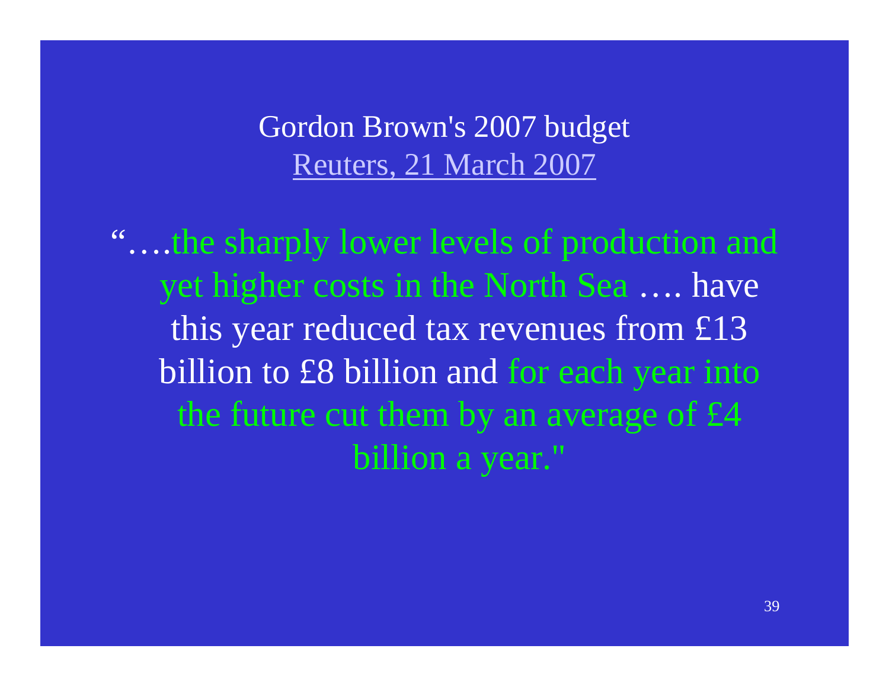# Gordon Brown's 2007 budget

Reuters, 21 March 2007

"….the sharply lower levels of production and yet higher costs in the North Sea …. have this year reduced tax revenues from £13 billion to £8 billion and for each year into the future cut them by an average of £4 billion a year."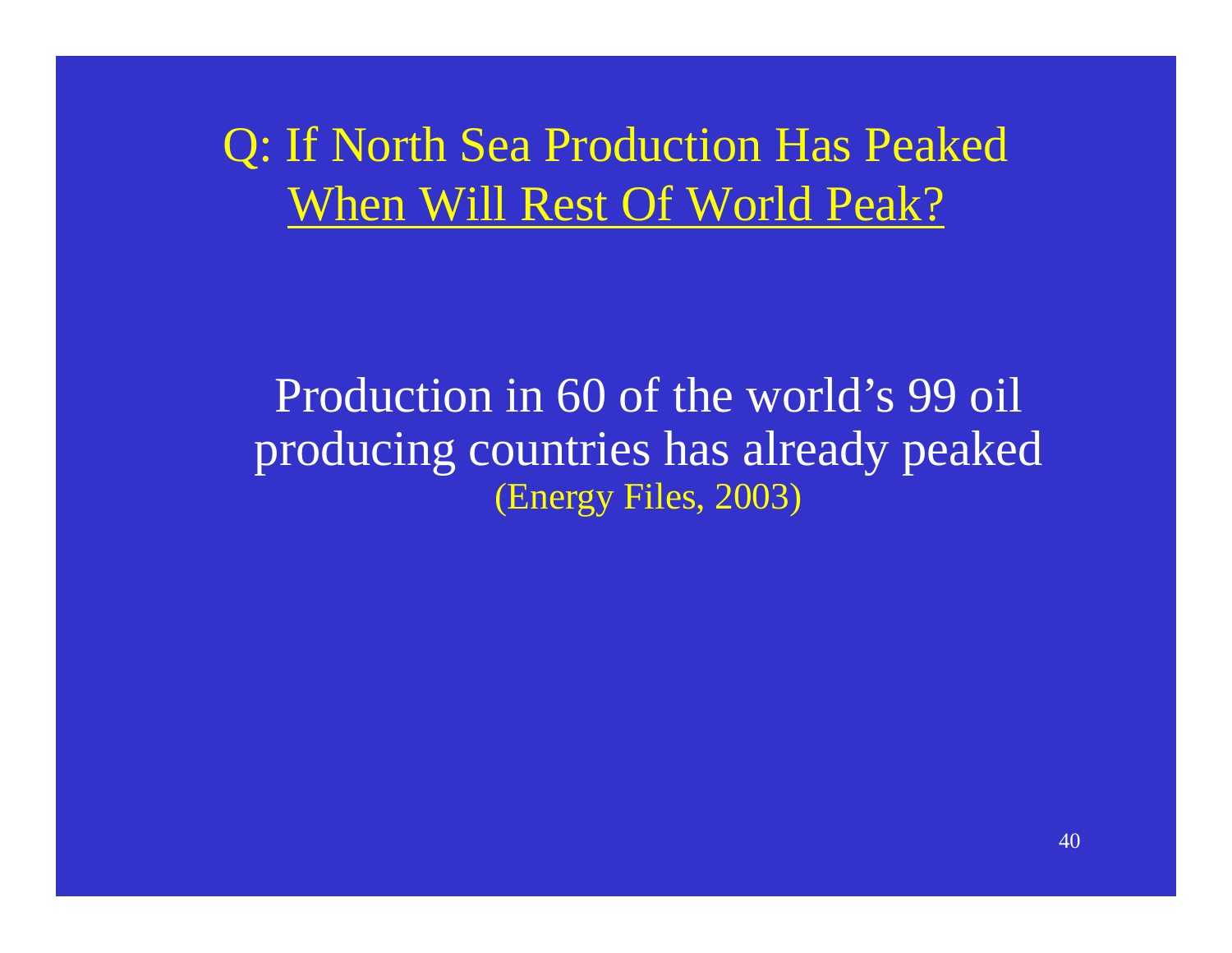# Q: If North Sea Production Has Peaked When Will Rest Of World Peak?

Production in 60 of the world's 99 oil producing countries has already peaked (Energy Files, 2003)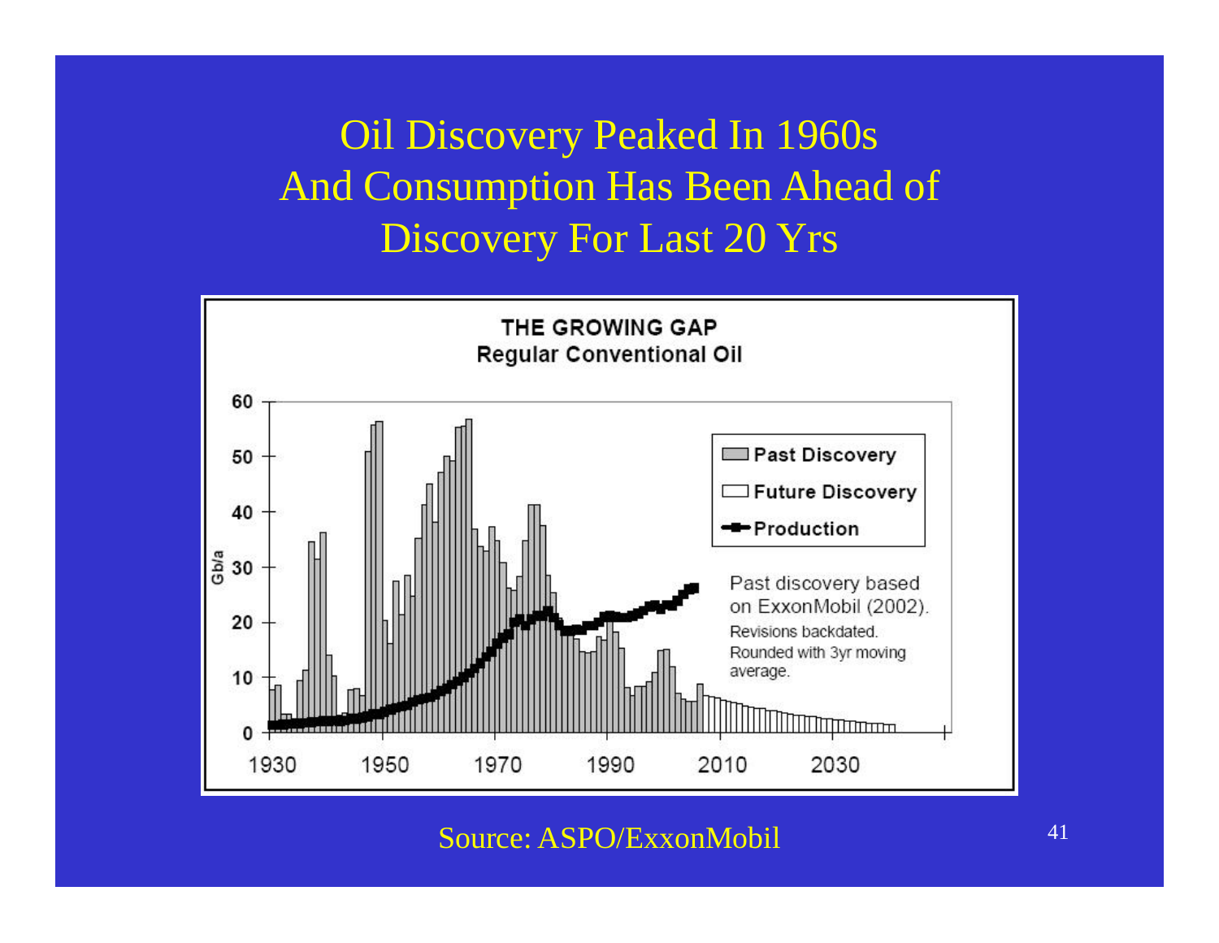# Oil Discovery Peaked In 1960s And Consumption Has Been Ahead of Discovery For Last 20 Yrs

**THE GROWING GAP**
**Regular Conventional Oil**

- Past Discovery
- Future Discovery
- Production

Past discovery based on ExxonMobil (2002). Revisions backdated. Rounded with 3yr moving average.

Source: ASPO/ExxonMobil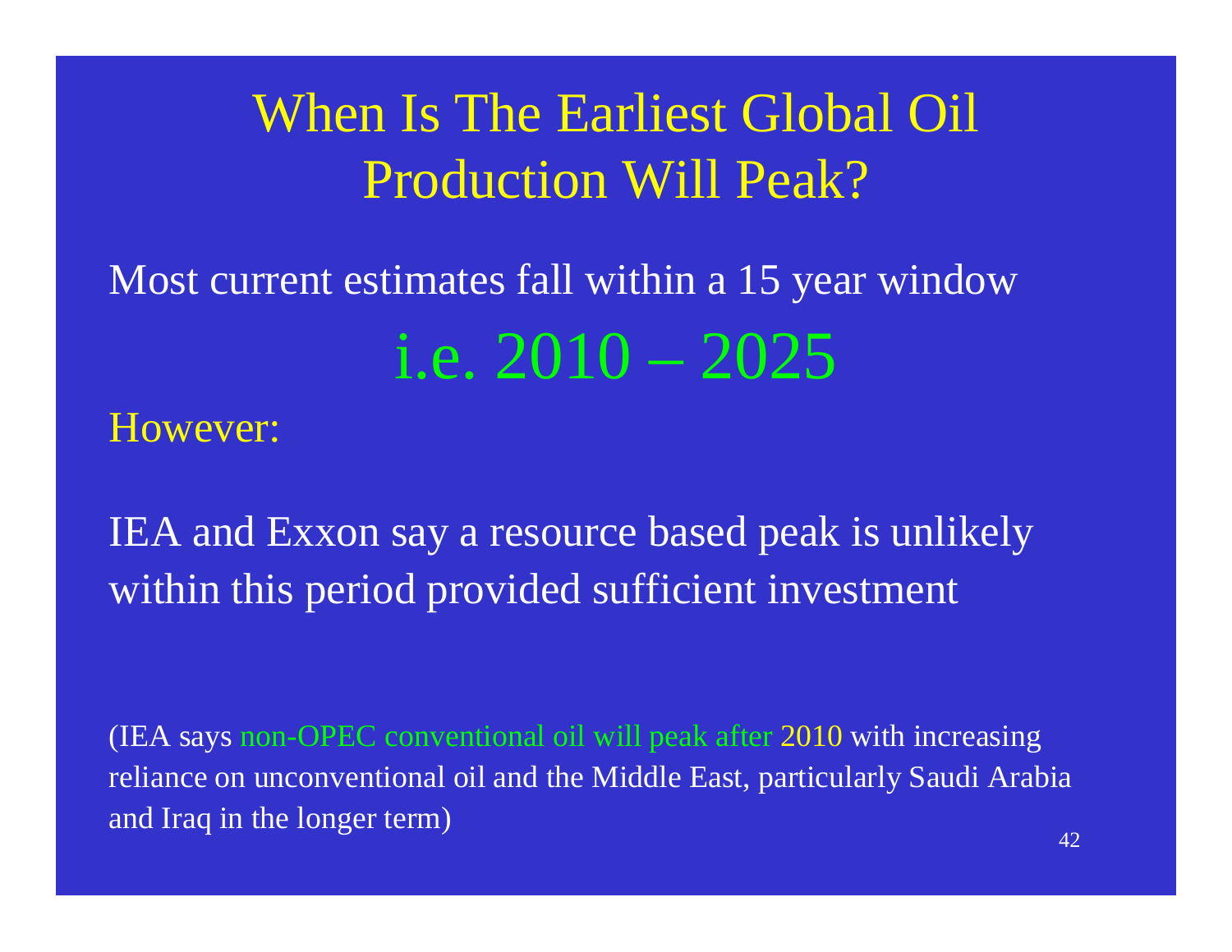# When Is The Earliest Global Oil Production Will Peak?

Most current estimates fall within a 15 year window

**i.e. 2010 – 2025**

However:

IEA and Exxon say a resource based peak is unlikely within this period provided sufficient investment

(IEA says non-OPEC conventional oil will peak after 2010 with increasing reliance on unconventional oil and the Middle East, particularly Saudi Arabia and Iraq in the longer term)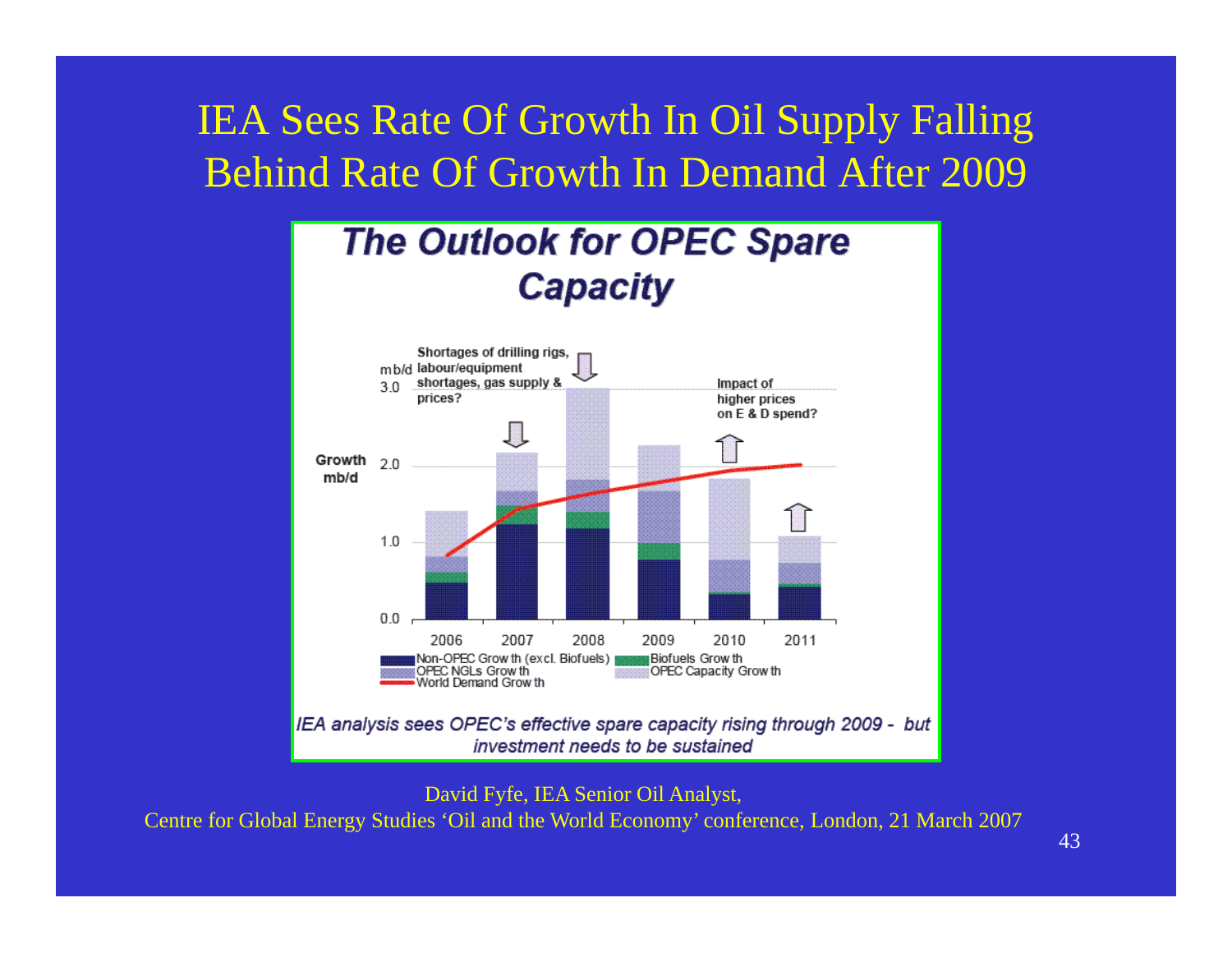# IEA Sees Rate Of Growth In Oil Supply Falling Behind Rate Of Growth In Demand After 2009

## The Outlook for OPEC Spare Capacity

Growth mb/d

mb/d

Shortages of drilling rigs, labour/equipment shortages, gas supply & prices?

Impact of higher prices on E & D spend?

3.0

2.0

1.0

0.0

2006 2007 2008 2009 2010 2011

Non-OPEC Growth (excl. Biofuels) | Biofuels Growth | OPEC NGLs Growth | OPEC Capacity Growth | World Demand Growth

*IEA analysis sees OPEC's effective spare capacity rising through 2009 - but investment needs to be sustained*

David Fyfe, IEA Senior Oil Analyst,

Centre for Global Energy Studies 'Oil and the World Economy' conference, London, 21 March 2007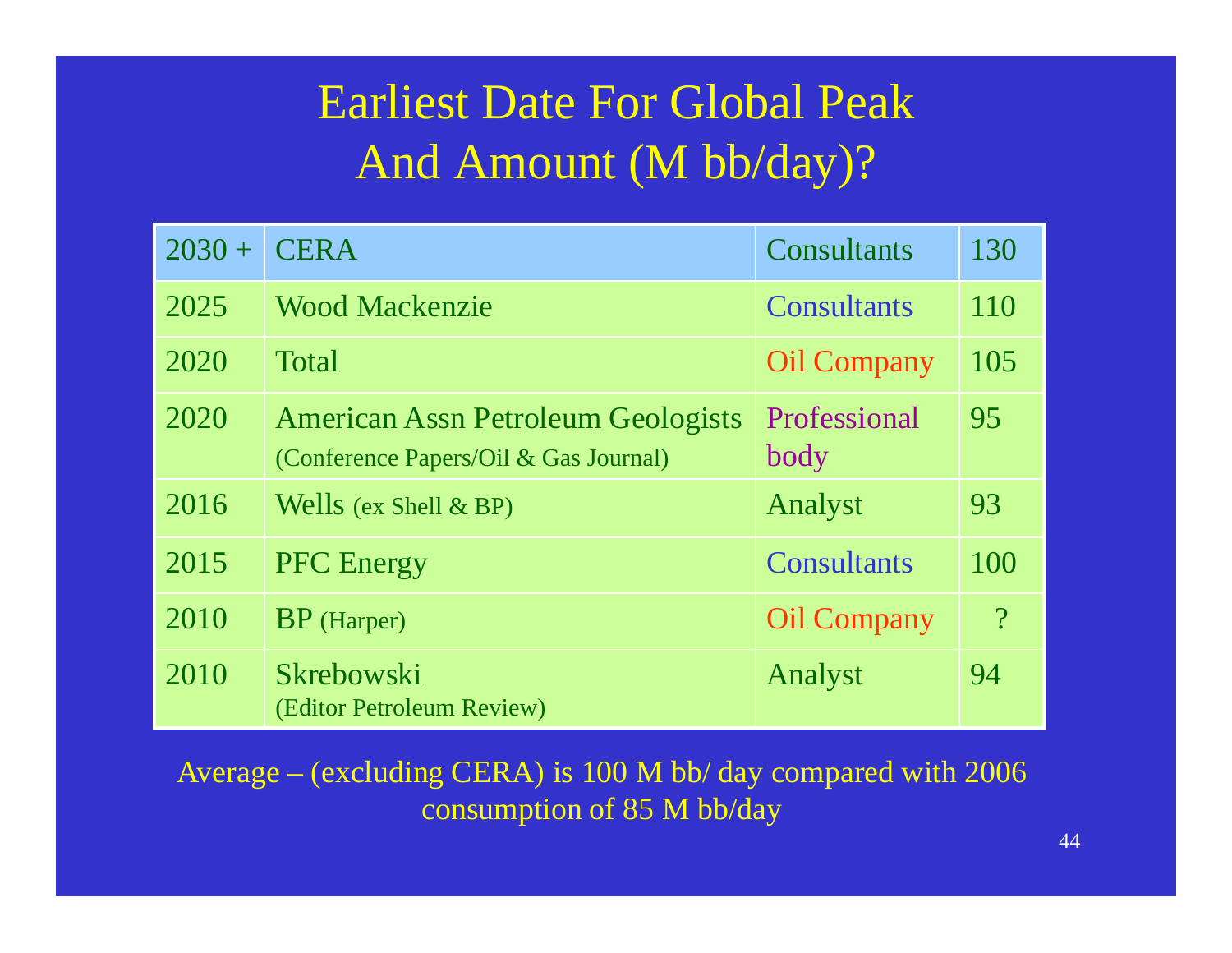# Earliest Date For Global Peak And Amount (M bb/day)?

| 2030 + | CERA | Consultants | 130 |
|---|---|---|---|
| 2025 | Wood Mackenzie | Consultants | 110 |
| 2020 | Total | Oil Company | 105 |
| 2020 | American Assn Petroleum Geologists (Conference Papers/Oil & Gas Journal) | Professional body | 95 |
| 2016 | Wells (ex Shell & BP) | Analyst | 93 |
| 2015 | PFC Energy | Consultants | 100 |
| 2010 | BP (Harper) | Oil Company | ? |
| 2010 | Skrebowski (Editor Petroleum Review) | Analyst | 94 |

Average – (excluding CERA) is 100 M bb/ day compared with 2006 consumption of 85 M bb/day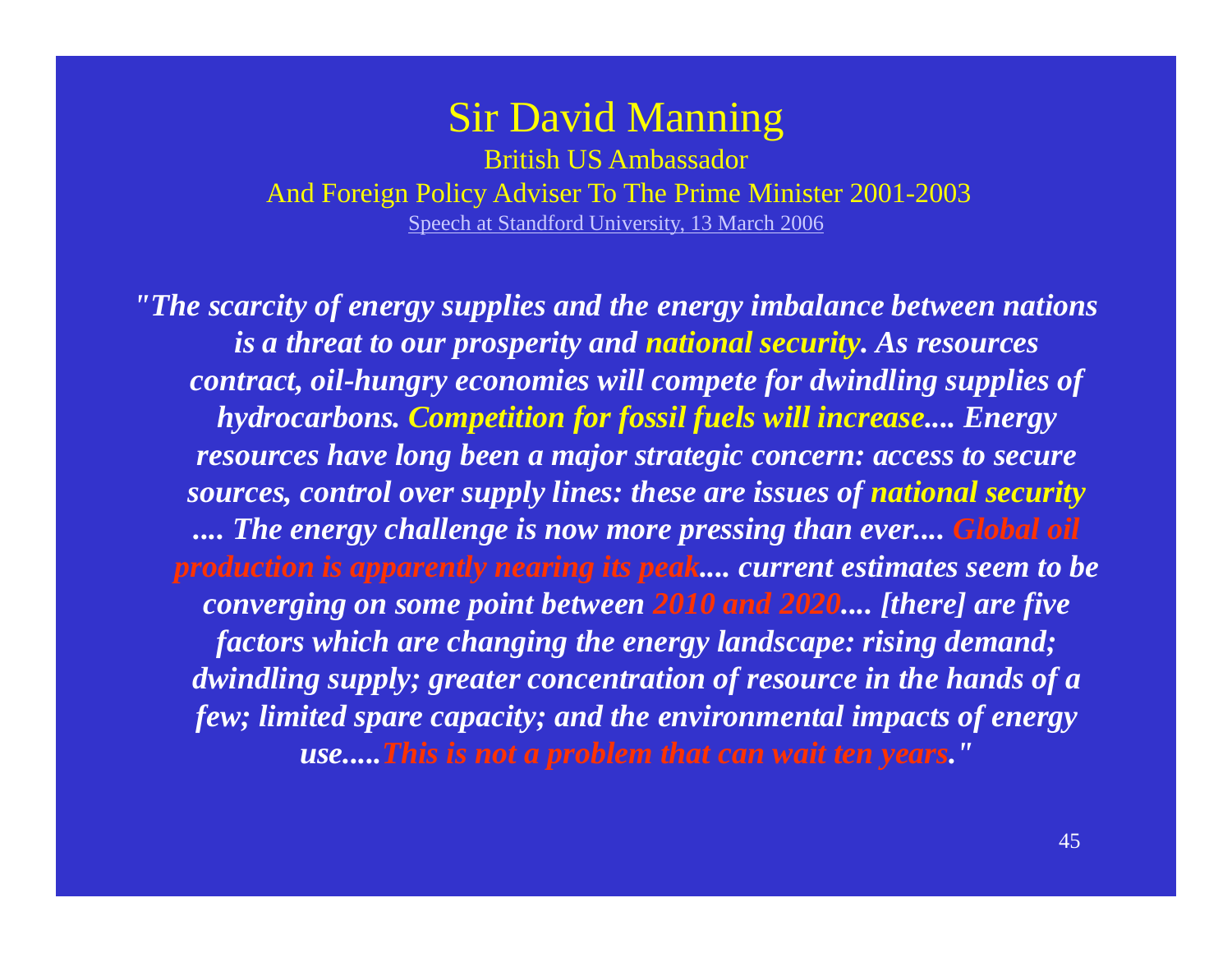# Sir David Manning

British US Ambassador
And Foreign Policy Adviser To The Prime Minister 2001-2003
Speech at Standford University, 13 March 2006

***"The scarcity of energy supplies and the energy imbalance between nations is a threat to our prosperity and national security. As resources contract, oil-hungry economies will compete for dwindling supplies of hydrocarbons. Competition for fossil fuels will increase.... Energy resources have long been a major strategic concern: access to secure sources, control over supply lines: these are issues of national security .... The energy challenge is now more pressing than ever.... Global oil production is apparently nearing its peak.... current estimates seem to be converging on some point between 2010 and 2020.... [there] are five factors which are changing the energy landscape: rising demand; dwindling supply; greater concentration of resource in the hands of a few; limited spare capacity; and the environmental impacts of energy use.....This is not a problem that can wait ten years."***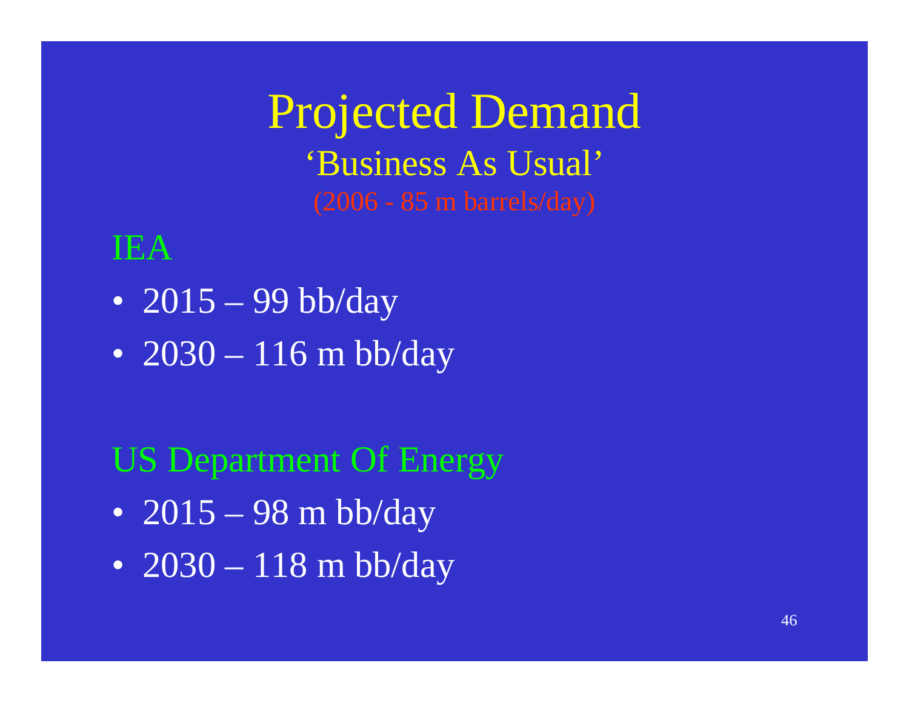# Projected Demand

## 'Business As Usual'

(2006 - 85 m barrels/day)

### IEA

- 2015 – 99 bb/day
- 2030 – 116 m bb/day

### US Department Of Energy

- 2015 – 98 m bb/day
- 2030 – 118 m bb/day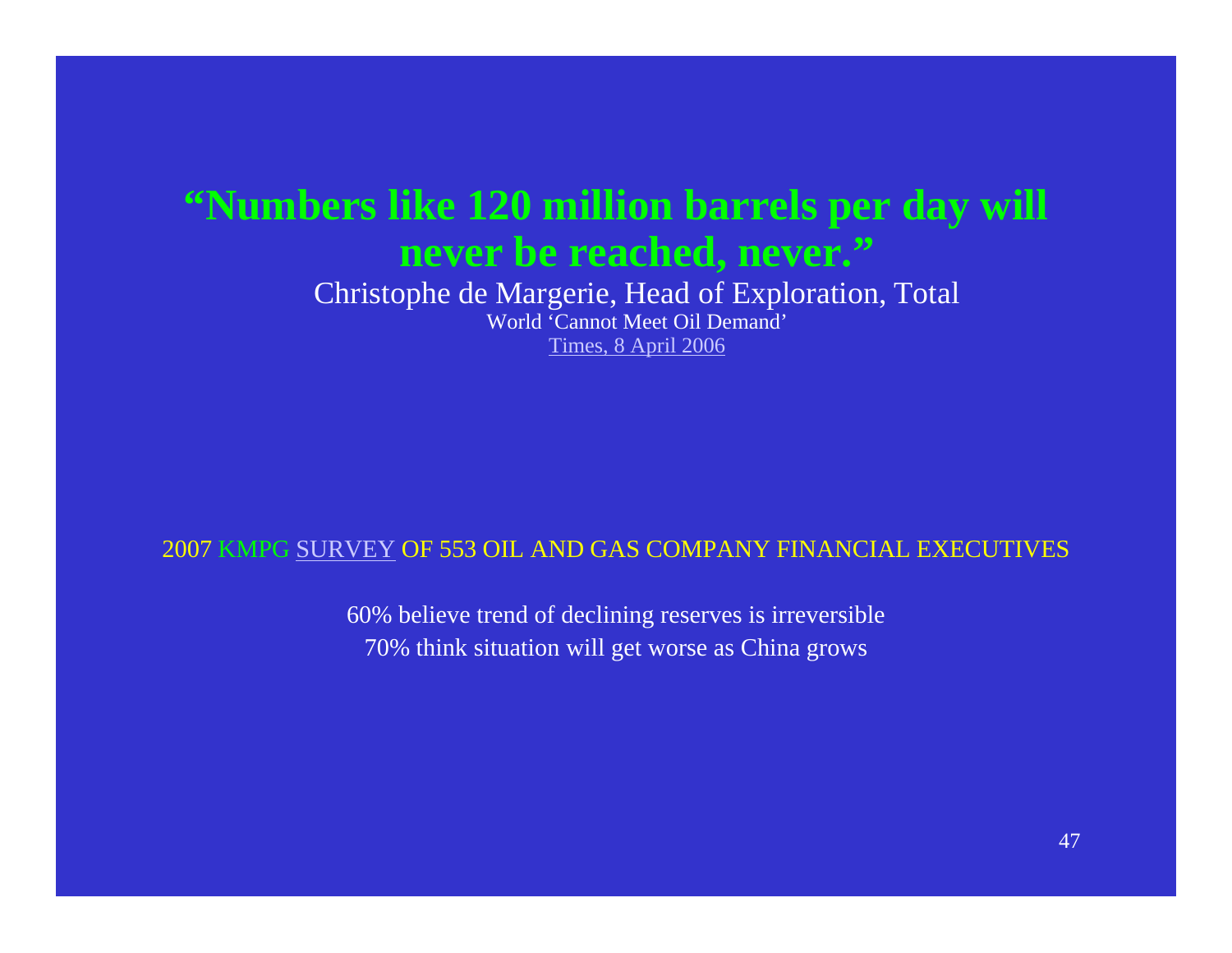# “Numbers like 120 million barrels per day will never be reached, never.”

Christophe de Margerie, Head of Exploration, Total

World ‘Cannot Meet Oil Demand’

Times, 8 April 2006

2007 KMPG SURVEY OF 553 OIL AND GAS COMPANY FINANCIAL EXECUTIVES

60% believe trend of declining reserves is irreversible

70% think situation will get worse as China grows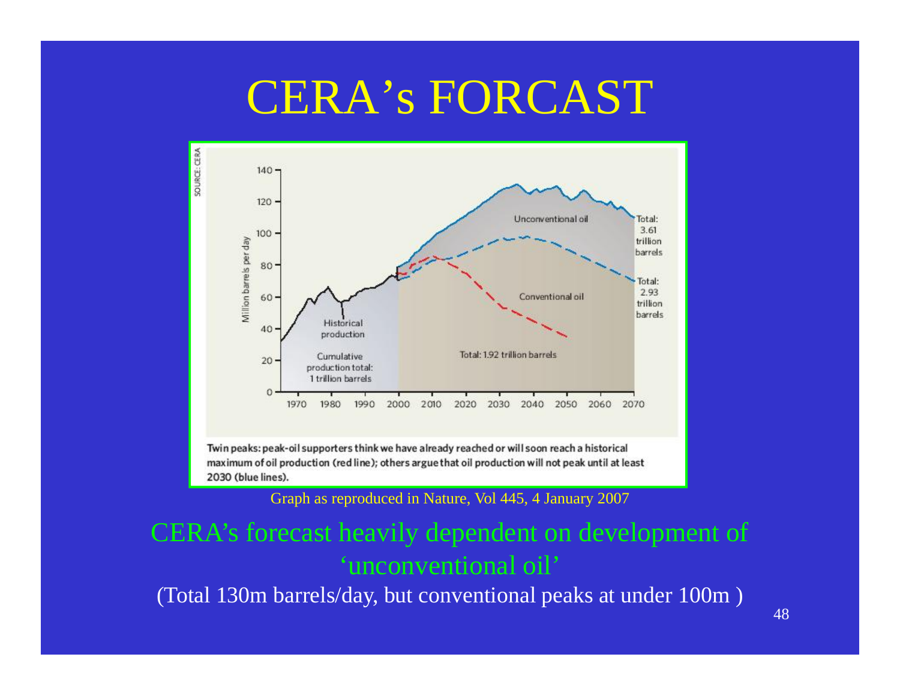# CERA's FORCAST

SOURCE: CERA

Million barrels per day

Unconventional oil

Total: 3.61 trillion barrels

Total: 2.93 trillion barrels

Conventional oil

Historical production

Cumulative production total: 1 trillion barrels

Total: 1.92 trillion barrels

Twin peaks: peak-oil supporters think we have already reached or will soon reach a historical maximum of oil production (red line); others argue that oil production will not peak until at least 2030 (blue lines).

Graph as reproduced in Nature, Vol 445, 4 January 2007

CERA's forecast heavily dependent on development of 'unconventional oil'

(Total 130m barrels/day, but conventional peaks at under 100m )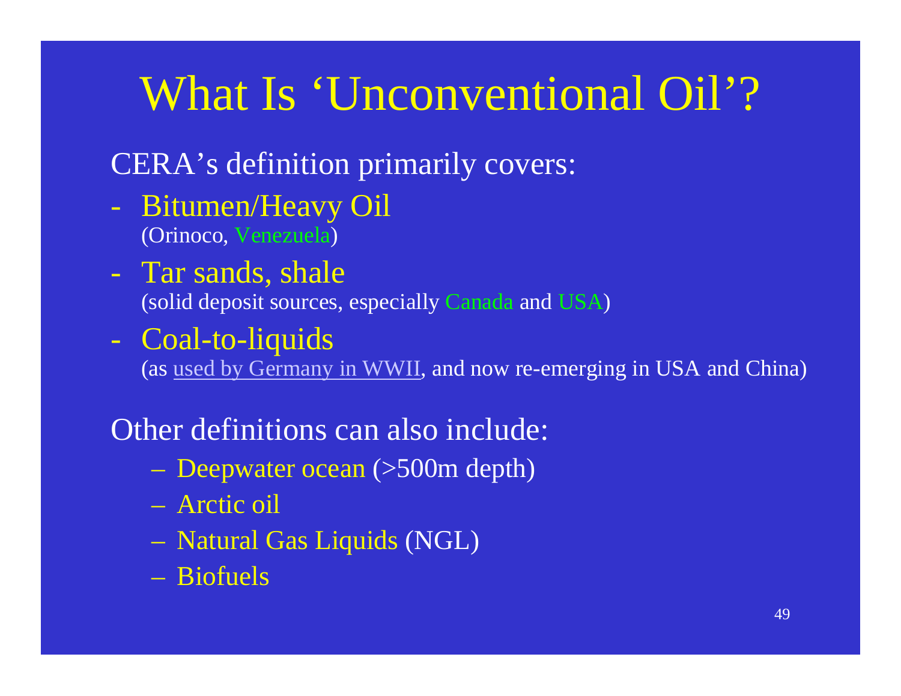# What Is 'Unconventional Oil'?

CERA's definition primarily covers:

- Bitumen/Heavy Oil
  (Orinoco, Venezuela)
- Tar sands, shale
  (solid deposit sources, especially Canada and USA)
- Coal-to-liquids
  (as used by Germany in WWII, and now re-emerging in USA and China)

Other definitions can also include:

- Deepwater ocean (>500m depth)
- Arctic oil
- Natural Gas Liquids (NGL)
- Biofuels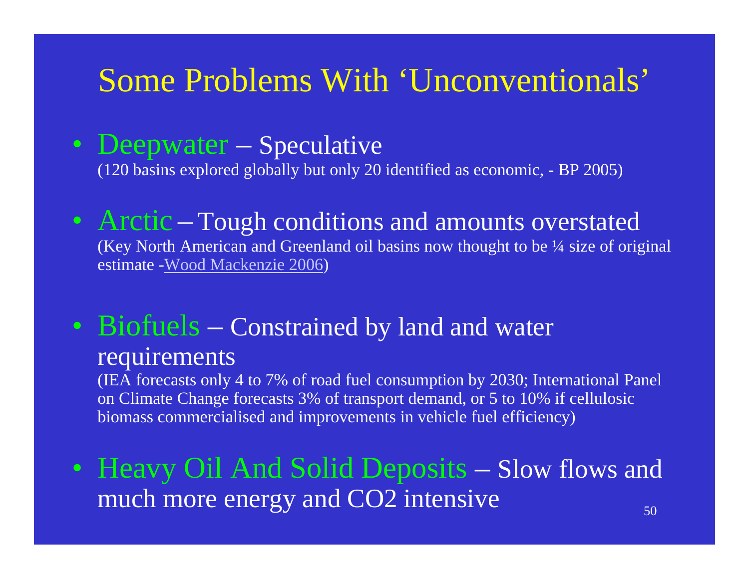# Some Problems With 'Unconventionals'

- **Deepwater** – Speculative
  (120 basins explored globally but only 20 identified as economic, - BP 2005)

- **Arctic** – Tough conditions and amounts overstated
  (Key North American and Greenland oil basins now thought to be ¼ size of original estimate -Wood Mackenzie 2006)

- **Biofuels** – Constrained by land and water requirements
  (IEA forecasts only 4 to 7% of road fuel consumption by 2030; International Panel on Climate Change forecasts 3% of transport demand, or 5 to 10% if cellulosic biomass commercialised and improvements in vehicle fuel efficiency)

- **Heavy Oil And Solid Deposits** – Slow flows and much more energy and $CO_2$ intensive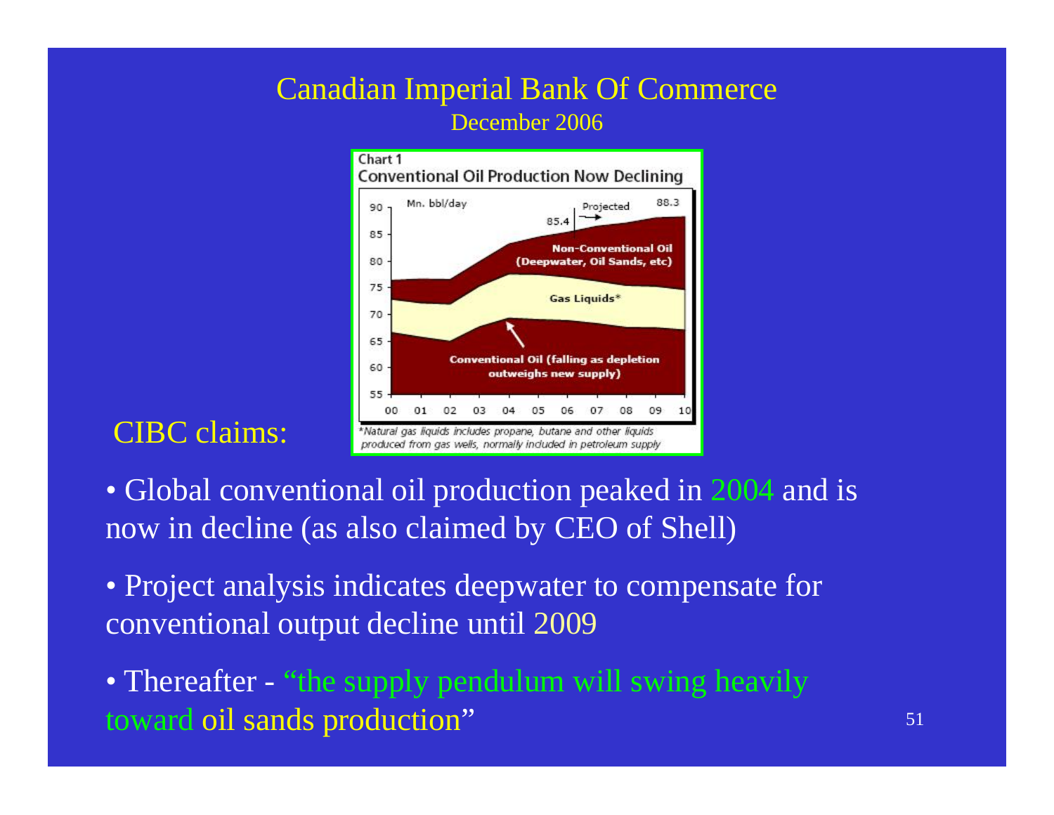# Canadian Imperial Bank Of Commerce

December 2006

**Chart 1**

**Conventional Oil Production Now Declining**

Mn. bbl/day

Projected

85.4 | 88.3

Non-Conventional Oil (Deepwater, Oil Sands, etc)

Gas Liquids*

Conventional Oil (falling as depletion outweighs new supply)

00 01 02 03 04 05 06 07 08 09 10

*Natural gas liquids includes propane, butane and other liquids produced from gas wells, normally included in petroleum supply

CIBC claims:

- Global conventional oil production peaked in 2004 and is now in decline (as also claimed by CEO of Shell)
- Project analysis indicates deepwater to compensate for conventional output decline until 2009
- Thereafter - "the supply pendulum will swing heavily toward oil sands production"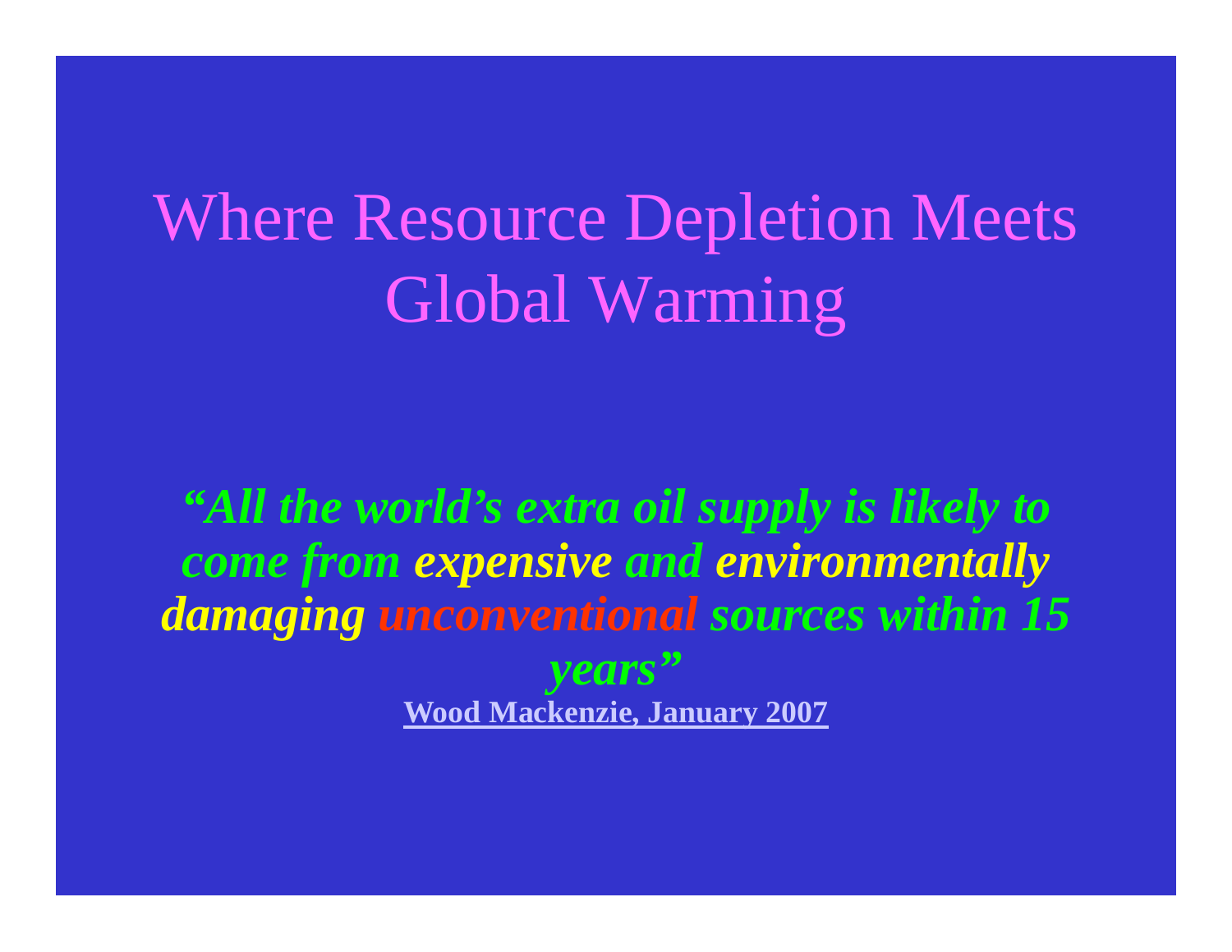# Where Resource Depletion Meets Global Warming

***"All the world's extra oil supply is likely to come from expensive and environmentally damaging unconventional sources within 15 years"***

**Wood Mackenzie, January 2007**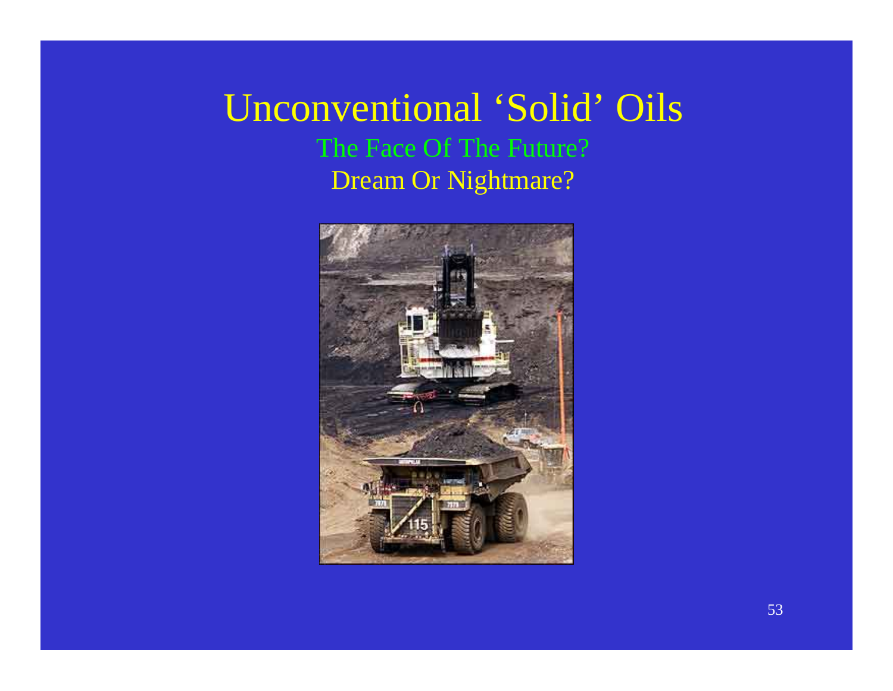# Unconventional 'Solid' Oils

The Face Of The Future?

Dream Or Nightmare?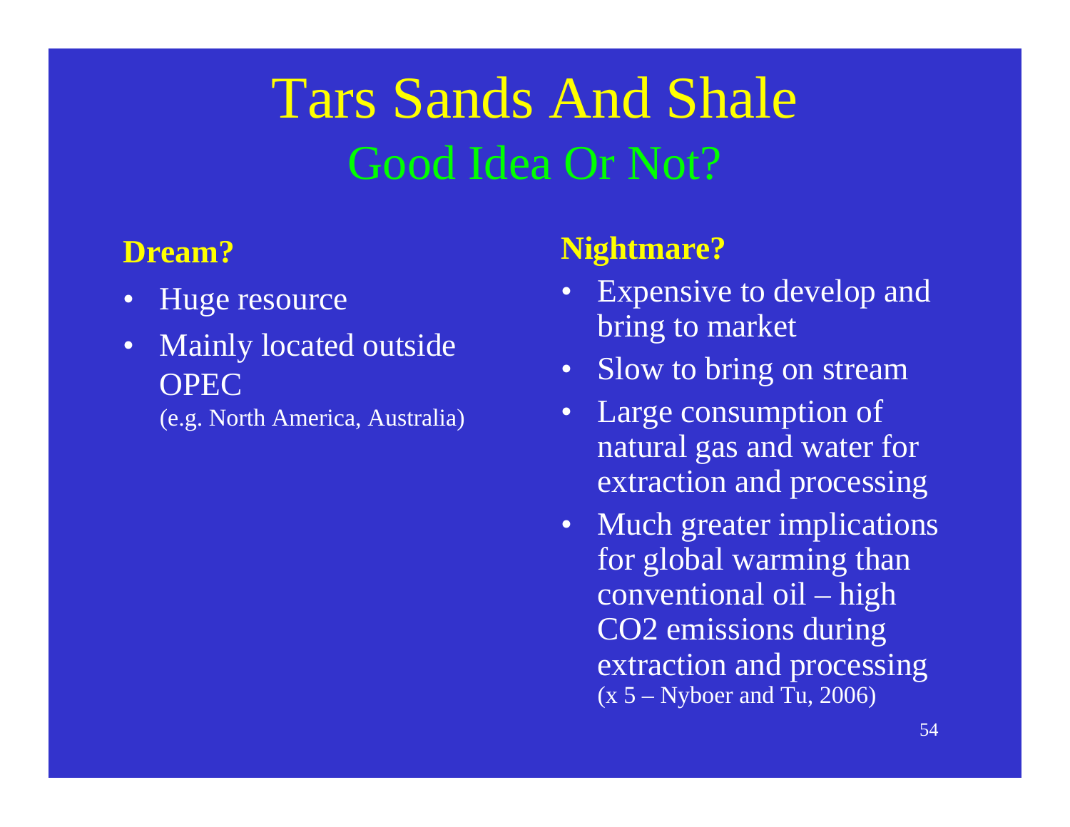# Tars Sands And Shale

## Good Idea Or Not?

**Dream?**

- Huge resource
- Mainly located outside OPEC
  (e.g. North America, Australia)

**Nightmare?**

- Expensive to develop and bring to market
- Slow to bring on stream
- Large consumption of natural gas and water for extraction and processing
- Much greater implications for global warming than conventional oil – high CO2 emissions during extraction and processing
  (x 5 – Nyboer and Tu, 2006)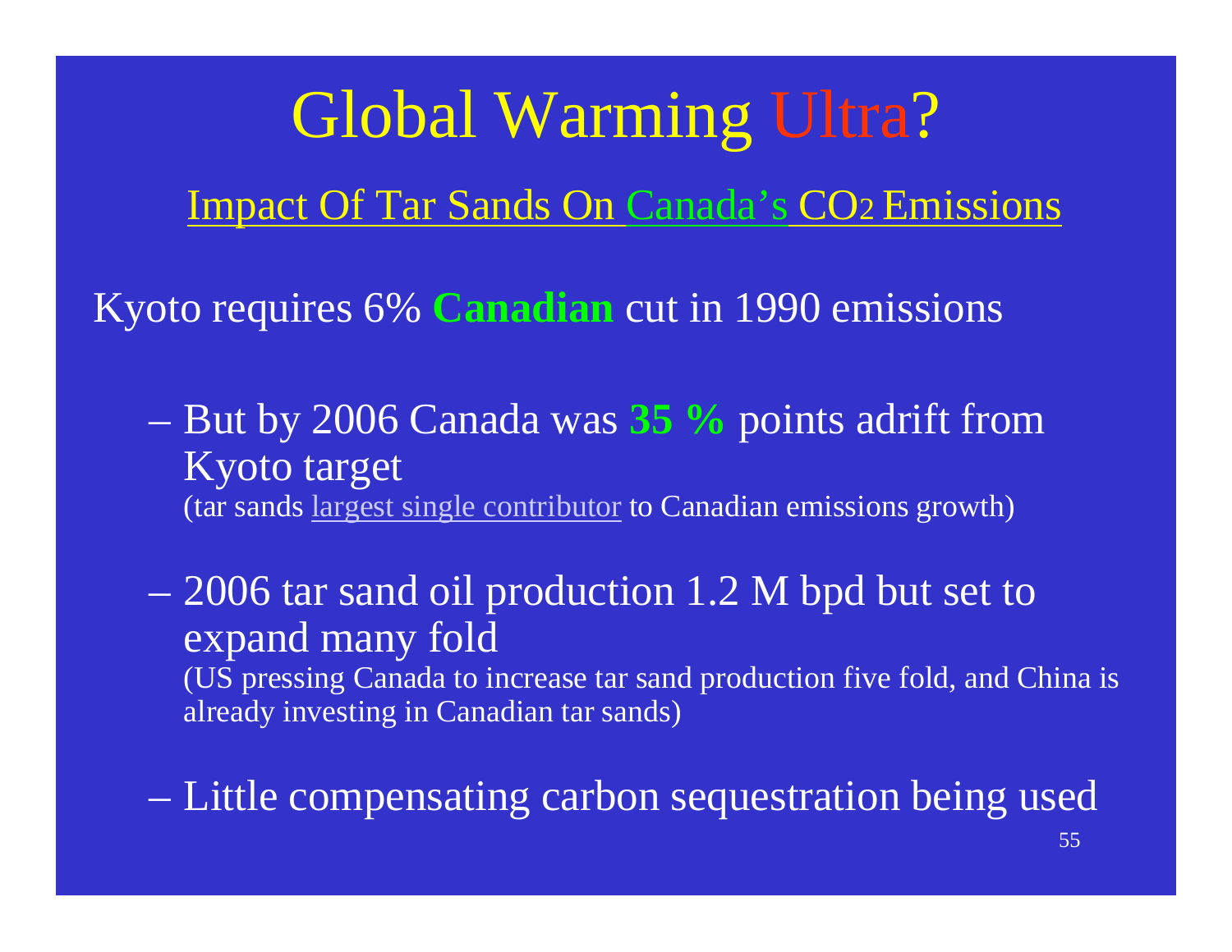# Global Warming Ultra?

## Impact Of Tar Sands On Canada's $CO_2$ Emissions

Kyoto requires 6% **Canadian** cut in 1990 emissions

- But by 2006 Canada was **35 %** points adrift from Kyoto target
  (tar sands largest single contributor to Canadian emissions growth)

- 2006 tar sand oil production 1.2 M bpd but set to expand many fold
  (US pressing Canada to increase tar sand production five fold, and China is already investing in Canadian tar sands)

- Little compensating carbon sequestration being used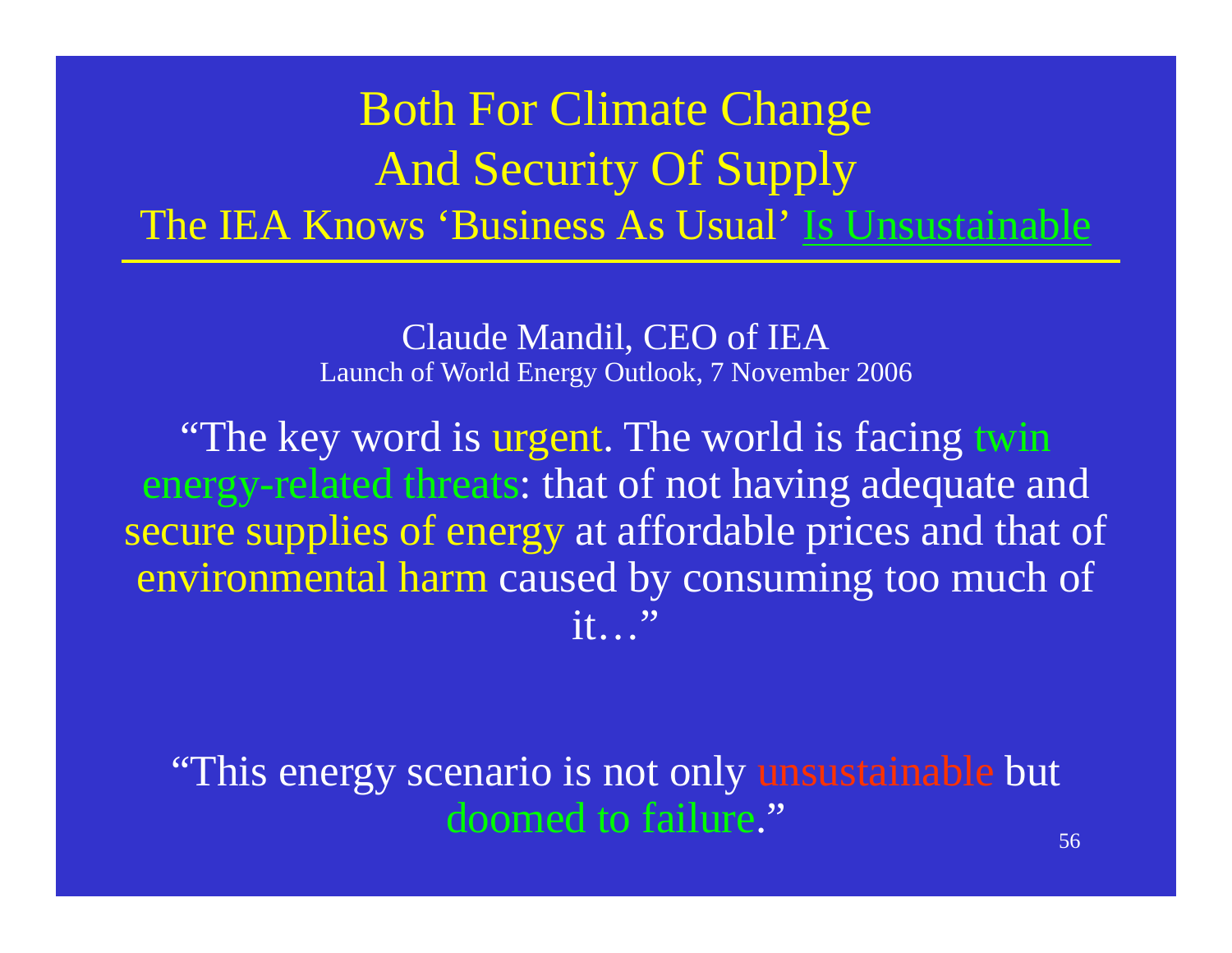# Both For Climate Change And Security Of Supply

## The IEA Knows 'Business As Usual' Is Unsustainable

Claude Mandil, CEO of IEA

Launch of World Energy Outlook, 7 November 2006

"The key word is urgent. The world is facing twin energy-related threats: that of not having adequate and secure supplies of energy at affordable prices and that of environmental harm caused by consuming too much of it…"

"This energy scenario is not only unsustainable but doomed to failure."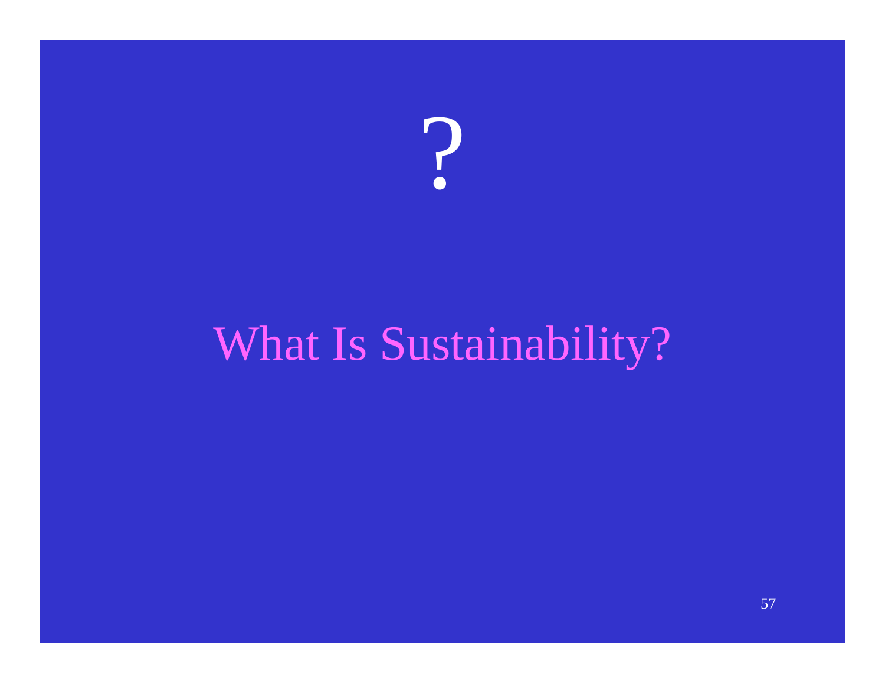?

# What Is Sustainability?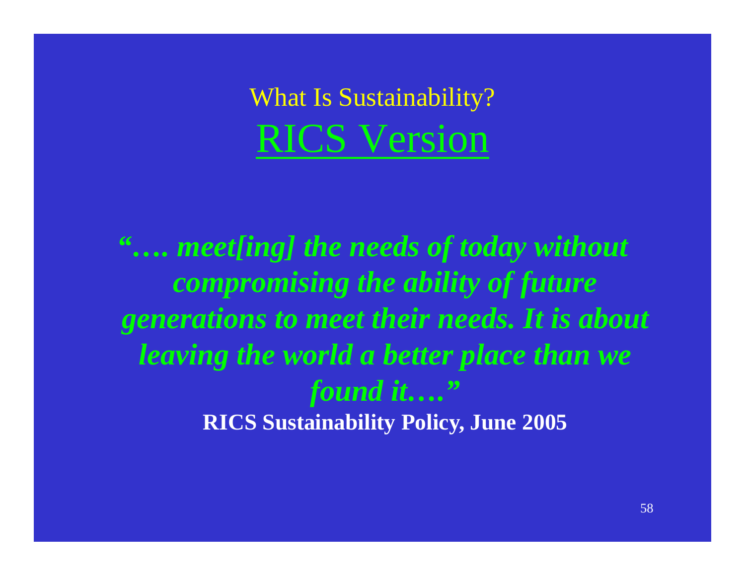# What Is Sustainability?

## RICS Version

***"…. meet[ing] the needs of today without compromising the ability of future generations to meet their needs. It is about leaving the world a better place than we found it…."***

**RICS Sustainability Policy, June 2005**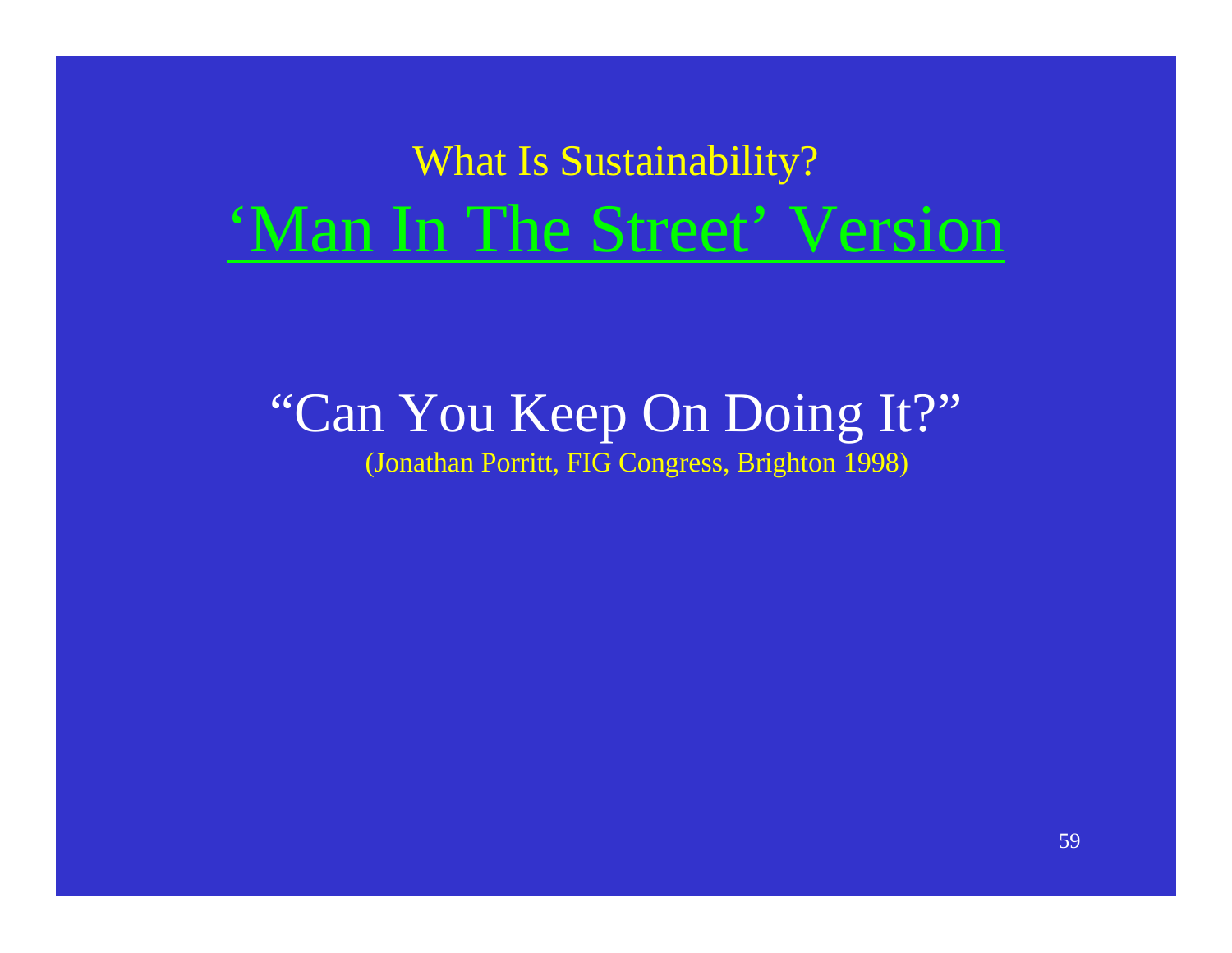## What Is Sustainability?

# 'Man In The Street' Version

"Can You Keep On Doing It?"

(Jonathan Porritt, FIG Congress, Brighton 1998)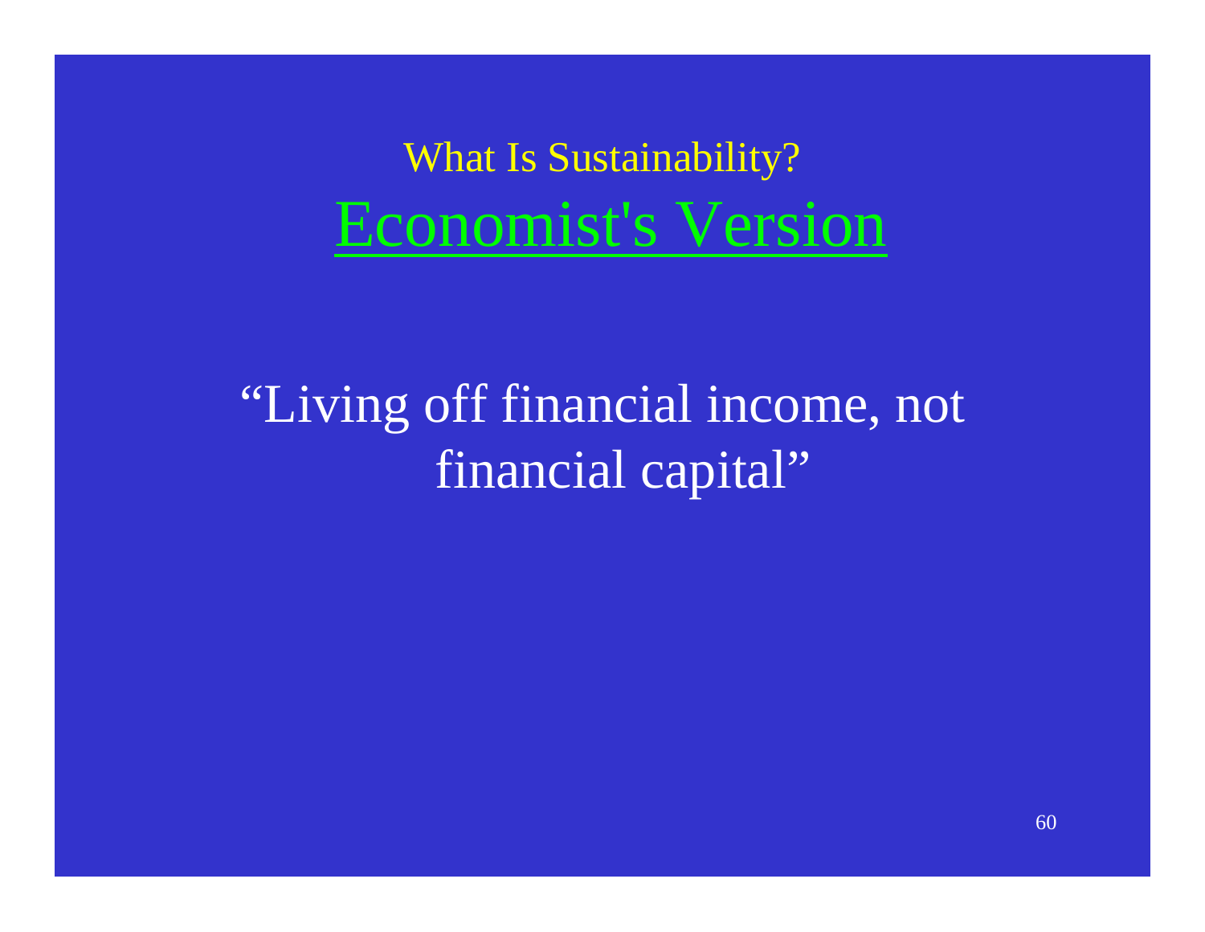## What Is Sustainability?

# Economist's Version

"Living off financial income, not financial capital"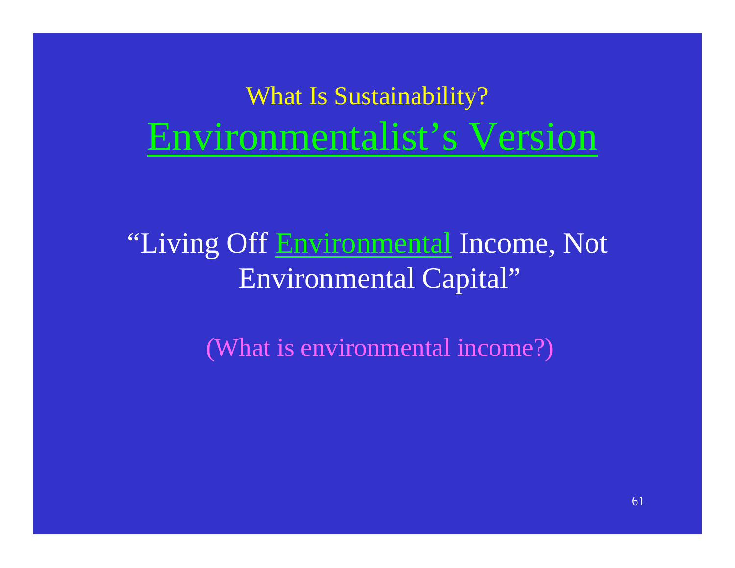## What Is Sustainability?

# Environmentalist's Version

"Living Off Environmental Income, Not Environmental Capital"

(What is environmental income?)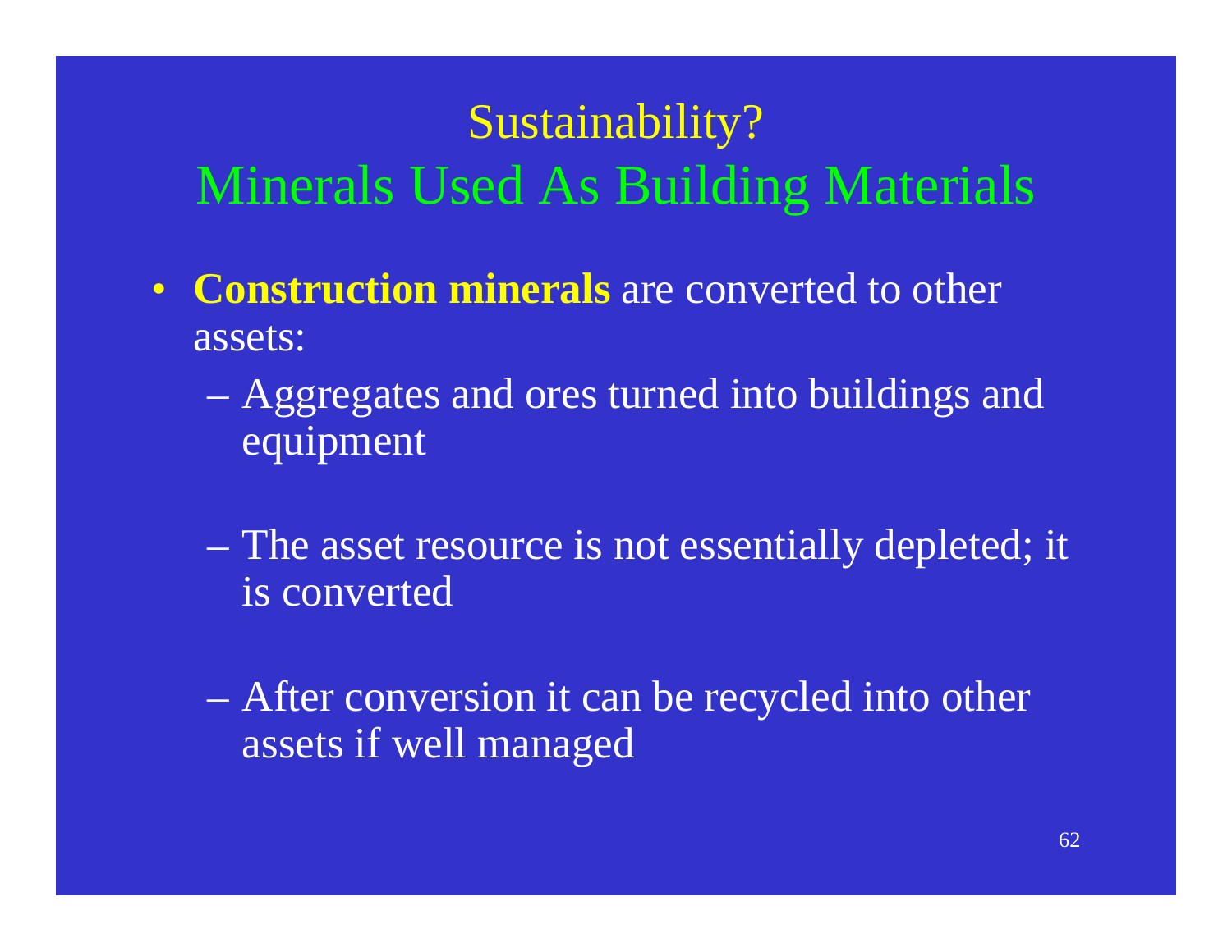# Sustainability?

## Minerals Used As Building Materials

- **Construction minerals** are converted to other assets:
  - Aggregates and ores turned into buildings and equipment
  - The asset resource is not essentially depleted; it is converted
  - After conversion it can be recycled into other assets if well managed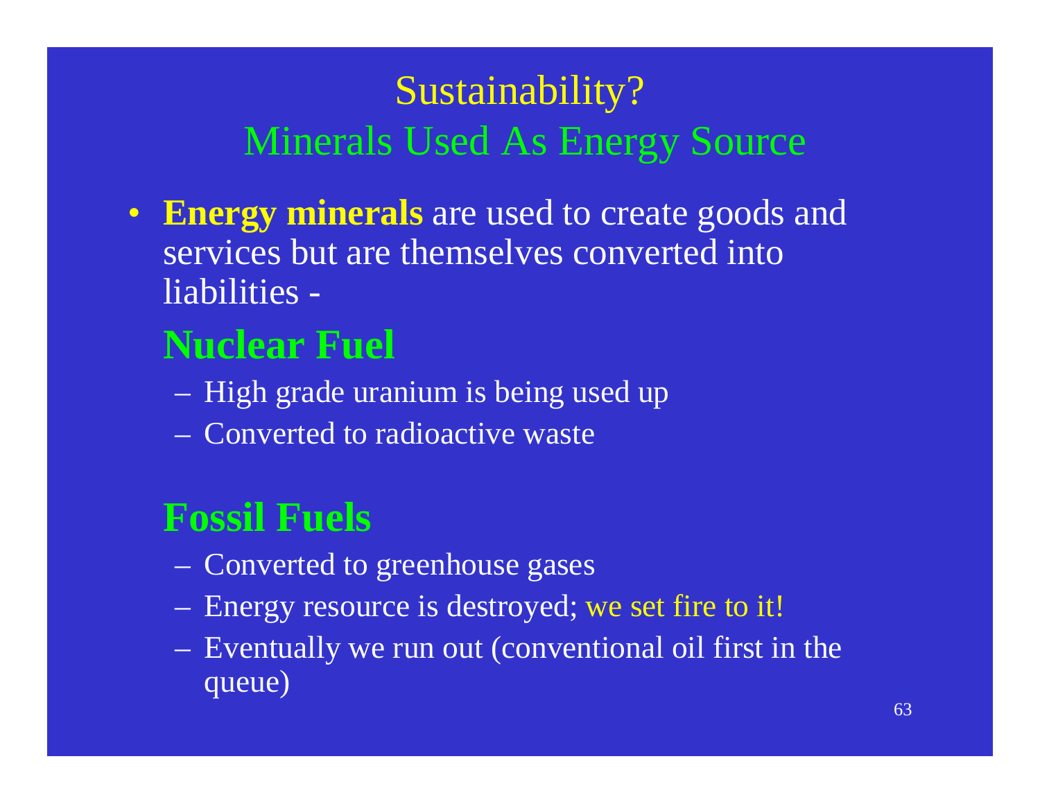# Sustainability?

## Minerals Used As Energy Source

- **Energy minerals** are used to create goods and services but are themselves converted into liabilities -

### Nuclear Fuel

- High grade uranium is being used up
- Converted to radioactive waste

### Fossil Fuels

- Converted to greenhouse gases
- Energy resource is destroyed; we set fire to it!
- Eventually we run out (conventional oil first in the queue)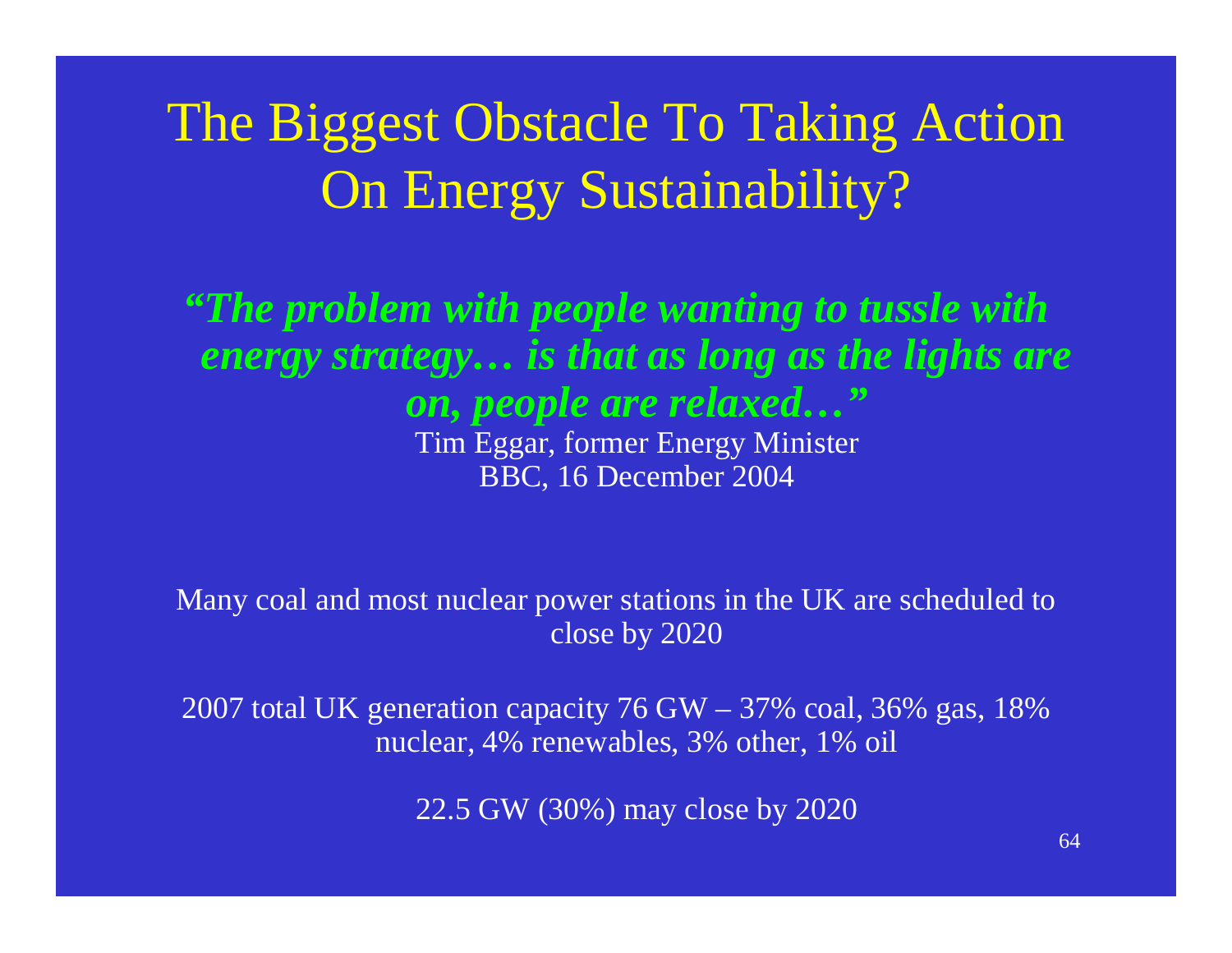# The Biggest Obstacle To Taking Action On Energy Sustainability?

***"The problem with people wanting to tussle with energy strategy… is that as long as the lights are on, people are relaxed…"***

Tim Eggar, former Energy Minister
BBC, 16 December 2004

Many coal and most nuclear power stations in the UK are scheduled to close by 2020

2007 total UK generation capacity 76 GW – 37% coal, 36% gas, 18% nuclear, 4% renewables, 3% other, 1% oil

22.5 GW (30%) may close by 2020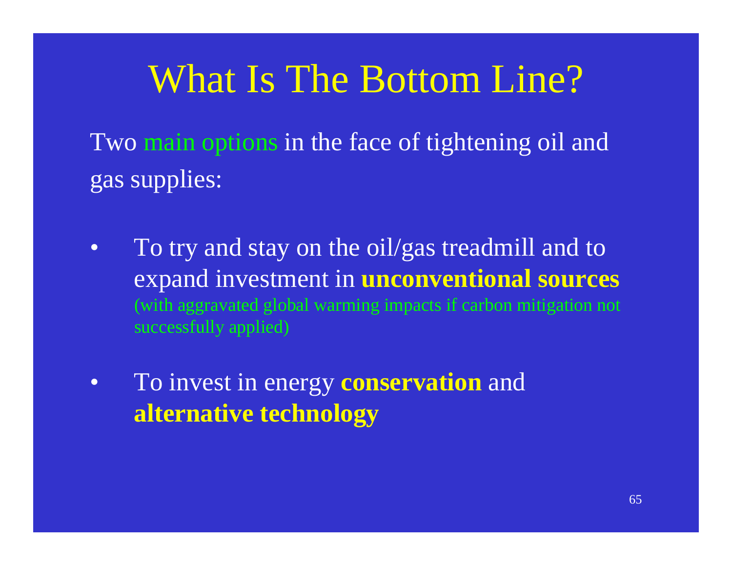# What Is The Bottom Line?

Two main options in the face of tightening oil and gas supplies:

- To try and stay on the oil/gas treadmill and to expand investment in **unconventional sources** (with aggravated global warming impacts if carbon mitigation not successfully applied)
- To invest in energy **conservation** and **alternative technology**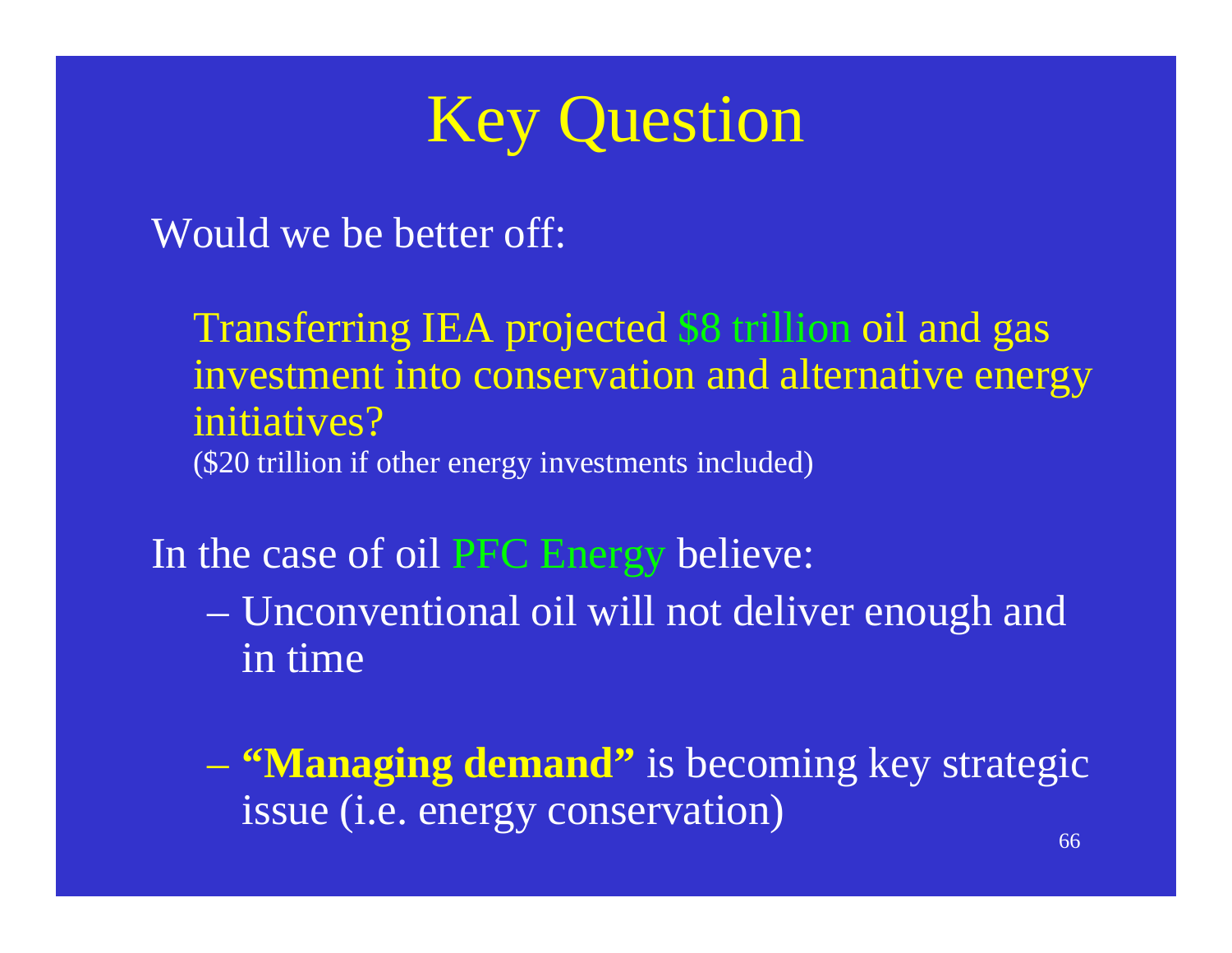# Key Question

Would we be better off:

Transferring IEA projected $8 trillion oil and gas investment into conservation and alternative energy initiatives?
($20 trillion if other energy investments included)

In the case of oil PFC Energy believe:

- Unconventional oil will not deliver enough and in time
- **"Managing demand"** is becoming key strategic issue (i.e. energy conservation)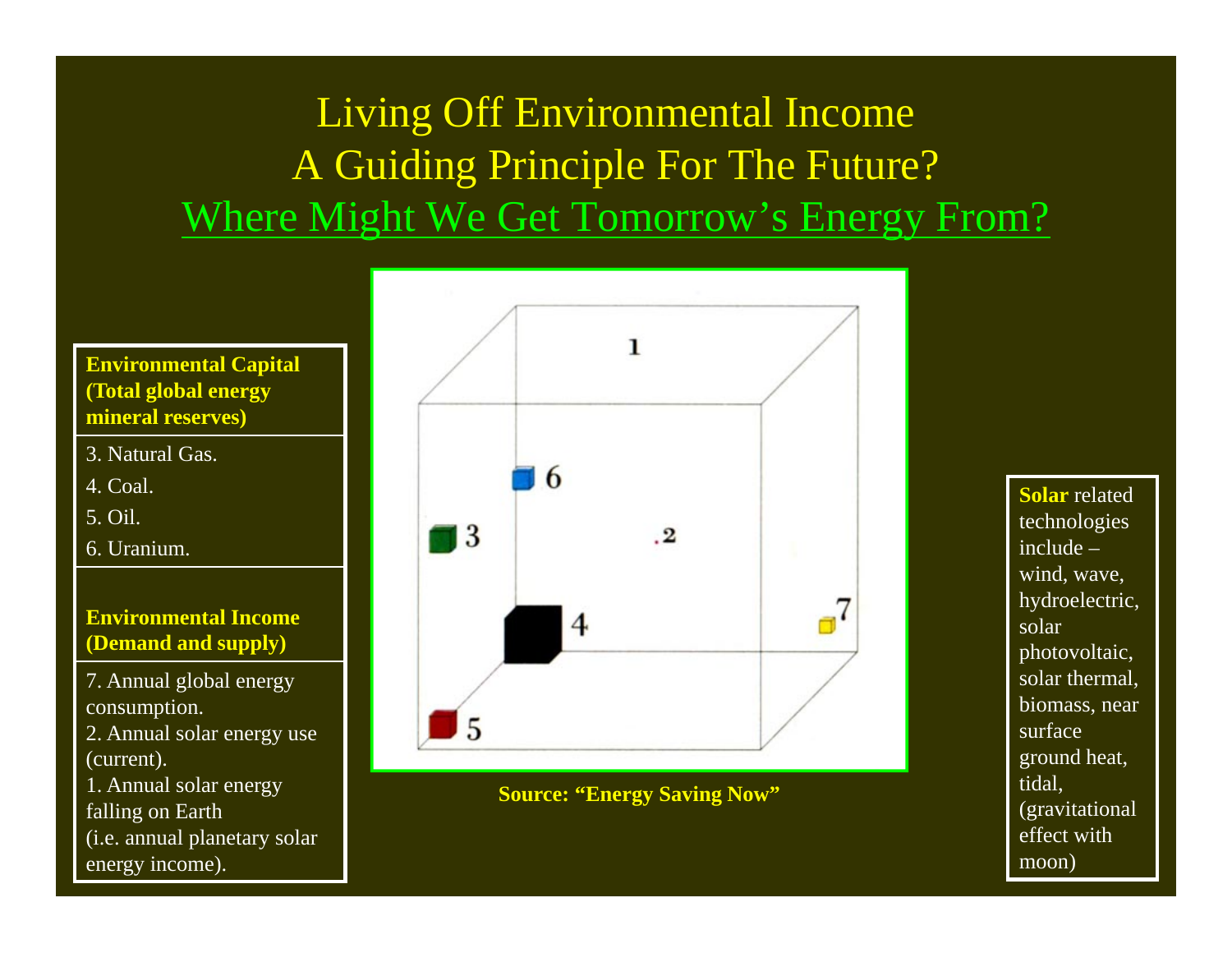# Living Off Environmental Income
# A Guiding Principle For The Future?
## Where Might We Get Tomorrow's Energy From?

**Environmental Capital (Total global energy mineral reserves)**

3. Natural Gas.
4. Coal.
5. Oil.
6. Uranium.

**Environmental Income (Demand and supply)**

7. Annual global energy consumption.
2. Annual solar energy use (current).
1. Annual solar energy falling on Earth (i.e. annual planetary solar energy income).

1

6

3

.2

4

7

5

**Source: "Energy Saving Now"**

**Solar** related technologies include – wind, wave, hydroelectric, solar photovoltaic, solar thermal, biomass, near surface ground heat, tidal, (gravitational effect with moon)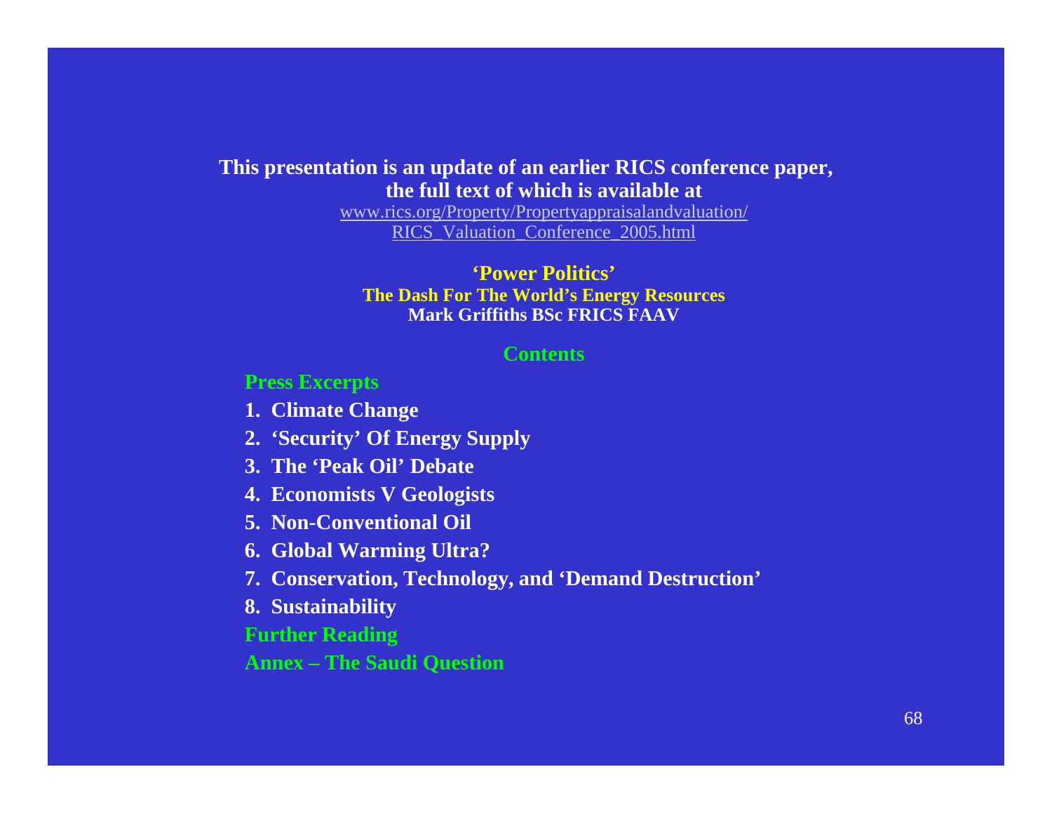**This presentation is an update of an earlier RICS conference paper, the full text of which is available at**

www.rics.org/Property/Propertyappraisalandvaluation/RICS_Valuation_Conference_2005.html

## ‘Power Politics’

### The Dash For The World’s Energy Resources

**Mark Griffiths BSc FRICS FAAV**

## Contents

**Press Excerpts**

1. **Climate Change**
2. **‘Security’ Of Energy Supply**
3. **The ‘Peak Oil’ Debate**
4. **Economists V Geologists**
5. **Non-Conventional Oil**
6. **Global Warming Ultra?**
7. **Conservation, Technology, and ‘Demand Destruction’**
8. **Sustainability**

**Further Reading**

**Annex – The Saudi Question**